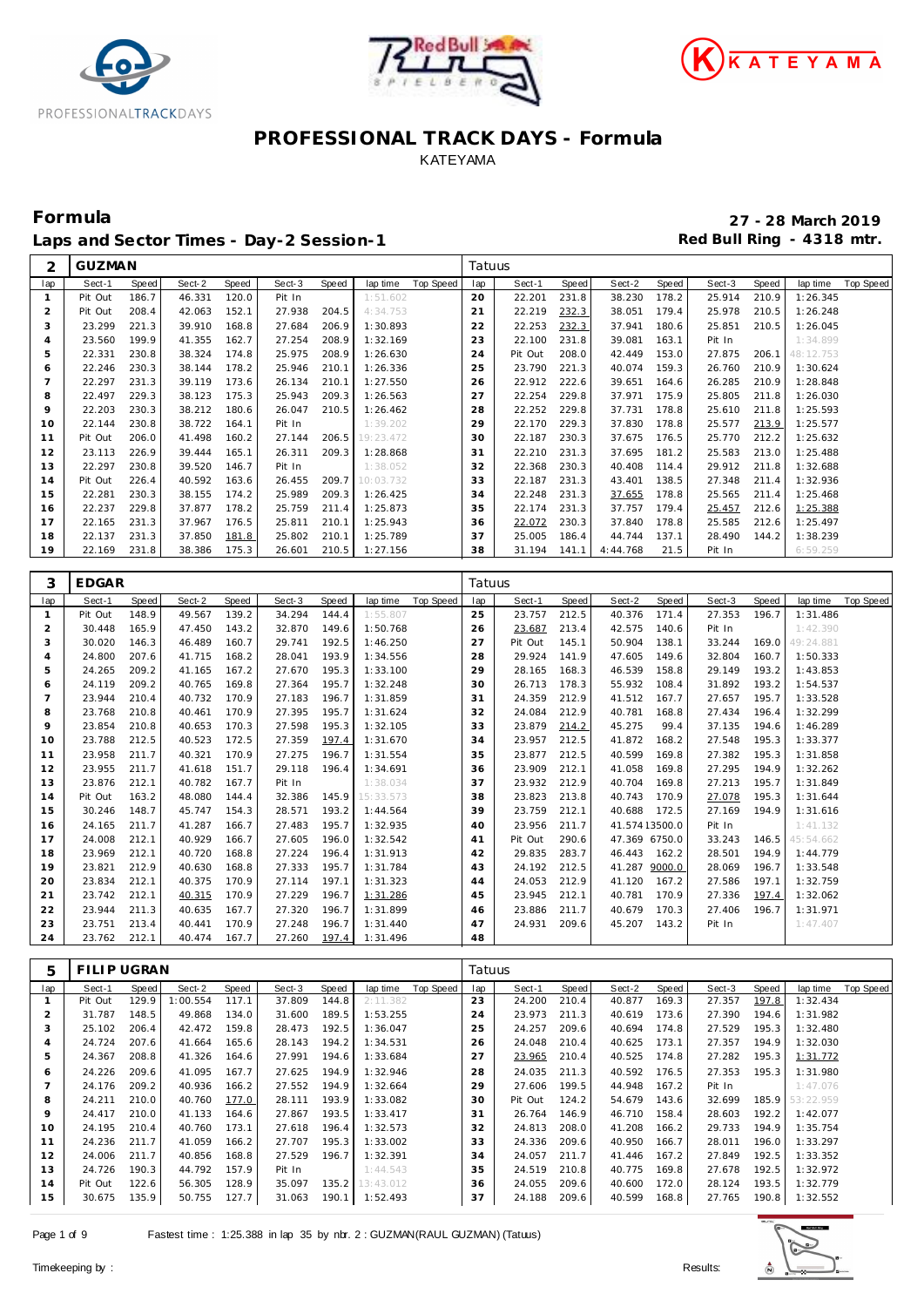# PROFESSIONAL TRACK DAYS - Formula

KATEYAMA

## Formula

**27 - 28 March 2019**

### Laps and Sector Times - Day-2 Session-1

**Red Bull Ring - 4318 mtr.**

| 2 | GUZMAN | | | | | | | | | Tatuus | | | | | | | | | |
|---|---|---|---|---|---|---|---|---|---|---|---|---|---|---|---|---|---|---|---|
| lap | Sect-1 | Speed | Sect-2 | Speed | Sect-3 | Speed | lap time | Top Speed | | lap | Sect-1 | Speed | Sect-2 | Speed | Sect-3 | Speed | lap time | Top Speed | |
| 1 | Pit Out | 186.7 | 46.331 | 120.0 | Pit In | | 1:51.602 | | | 20 | 22.201 | 231.8 | 38.230 | 178.2 | 25.914 | 210.9 | 1:26.345 | | |
| 2 | Pit Out | 208.4 | 42.063 | 152.1 | 27.938 | 204.5 | 4:34.753 | | | 21 | 22.219 | 232.3 | 38.051 | 179.4 | 25.978 | 210.5 | 1:26.248 | | |
| 3 | 23.299 | 221.3 | 39.910 | 168.8 | 27.684 | 206.9 | 1:30.893 | | | 22 | 22.253 | 232.3 | 37.941 | 180.6 | 25.851 | 210.5 | 1:26.045 | | |
| 4 | 23.560 | 199.9 | 41.355 | 162.7 | 27.254 | 208.9 | 1:32.169 | | | 23 | 22.100 | 231.8 | 39.081 | 163.1 | Pit In | | 1:34.899 | | |
| 5 | 22.331 | 230.8 | 38.324 | 174.8 | 25.975 | 208.9 | 1:26.630 | | | 24 | Pit Out | 208.0 | 42.449 | 153.0 | 27.875 | 206.1 | 48:12.753 | | |
| 6 | 22.246 | 230.3 | 38.144 | 178.2 | 25.946 | 210.1 | 1:26.336 | | | 25 | 23.790 | 221.3 | 40.074 | 159.3 | 26.760 | 210.9 | 1:30.624 | | |
| 7 | 22.297 | 231.3 | 39.119 | 173.6 | 26.134 | 210.1 | 1:27.550 | | | 26 | 22.912 | 222.6 | 39.651 | 164.6 | 26.285 | 210.9 | 1:28.848 | | |
| 8 | 22.497 | 229.3 | 38.123 | 175.3 | 25.943 | 209.3 | 1:26.563 | | | 27 | 22.254 | 229.8 | 37.971 | 175.9 | 25.805 | 211.8 | 1:26.030 | | |
| 9 | 22.203 | 230.3 | 38.212 | 180.6 | 26.047 | 210.5 | 1:26.462 | | | 28 | 22.252 | 229.8 | 37.731 | 178.8 | 25.610 | 211.8 | 1:25.593 | | |
| 10 | 22.144 | 230.8 | 38.722 | 164.1 | Pit In | | 1:39.202 | | | 29 | 22.170 | 229.3 | 37.830 | 178.8 | 25.577 | 213.9 | 1:25.577 | | |
| 11 | Pit Out | 206.0 | 41.498 | 160.2 | 27.144 | 206.5 | 19:23.472 | | | 30 | 22.187 | 230.3 | 37.675 | 176.5 | 25.770 | 212.2 | 1:25.632 | | |
| 12 | 23.113 | 226.9 | 39.444 | 165.1 | 26.311 | 209.3 | 1:28.868 | | | 31 | 22.210 | 231.3 | 37.695 | 181.2 | 25.583 | 213.0 | 1:25.488 | | |
| 13 | 22.297 | 230.8 | 39.520 | 146.7 | Pit In | | 1:38.052 | | | 32 | 22.368 | 230.3 | 40.408 | 114.4 | 29.912 | 211.8 | 1:32.688 | | |
| 14 | Pit Out | 226.4 | 40.592 | 163.6 | 26.455 | 209.7 | 10:03.732 | | | 33 | 22.187 | 231.3 | 43.401 | 138.5 | 27.348 | 211.4 | 1:32.936 | | |
| 15 | 22.281 | 230.3 | 38.155 | 174.2 | 25.989 | 209.3 | 1:26.425 | | | 34 | 22.248 | 231.3 | 37.655 | 178.8 | 25.565 | 211.4 | 1:25.468 | | |
| 16 | 22.237 | 229.8 | 37.877 | 178.2 | 25.759 | 211.4 | 1:25.873 | | | 35 | 22.174 | 231.3 | 37.757 | 179.4 | 25.457 | 212.6 | 1:25.388 | | |
| 17 | 22.165 | 231.3 | 37.967 | 176.5 | 25.811 | 210.1 | 1:25.943 | | | 36 | 22.072 | 230.3 | 37.840 | 178.8 | 25.585 | 212.6 | 1:25.497 | | |
| 18 | 22.137 | 231.3 | 37.850 | 181.8 | 25.802 | 210.1 | 1:25.789 | | | 37 | 25.005 | 186.4 | 44.744 | 137.1 | 28.490 | 144.2 | 1:38.239 | | |
| 19 | 22.169 | 231.8 | 38.386 | 175.3 | 26.601 | 210.5 | 1:27.156 | | | 38 | 31.194 | 141.1 | 4:44.768 | 21.5 | Pit In | | 6:59.259 | | |

| 3 | EDGAR | | | | | | | | | Tatuus | | | | | | | | | |
|---|---|---|---|---|---|---|---|---|---|---|---|---|---|---|---|---|---|---|---|
| lap | Sect-1 | Speed | Sect-2 | Speed | Sect-3 | Speed | lap time | Top Speed | | lap | Sect-1 | Speed | Sect-2 | Speed | Sect-3 | Speed | lap time | Top Speed | |
| 1 | Pit Out | 148.9 | 49.567 | 139.2 | 34.294 | 144.4 | 1:55.807 | | | 25 | 23.757 | 212.5 | 40.376 | 171.4 | 27.353 | 196.7 | 1:31.486 | | |
| 2 | 30.448 | 165.9 | 47.450 | 143.2 | 32.870 | 149.6 | 1:50.768 | | | 26 | 23.687 | 213.4 | 42.575 | 140.6 | Pit In | | 1:42.390 | | |
| 3 | 30.020 | 146.3 | 46.489 | 160.7 | 29.741 | 192.5 | 1:46.250 | | | 27 | Pit Out | 145.1 | 50.904 | 138.1 | 33.244 | 169.0 | 49:24.881 | | |
| 4 | 24.800 | 207.6 | 41.715 | 168.2 | 28.041 | 193.9 | 1:34.556 | | | 28 | 29.924 | 141.9 | 47.605 | 149.6 | 32.804 | 160.7 | 1:50.333 | | |
| 5 | 24.265 | 209.2 | 41.165 | 167.2 | 27.670 | 195.3 | 1:33.100 | | | 29 | 28.165 | 168.3 | 46.539 | 158.8 | 29.149 | 193.2 | 1:43.853 | | |
| 6 | 24.119 | 209.2 | 40.765 | 169.8 | 27.364 | 195.7 | 1:32.248 | | | 30 | 26.713 | 178.3 | 55.932 | 108.4 | 31.892 | 193.2 | 1:54.537 | | |
| 7 | 23.944 | 210.4 | 40.732 | 170.9 | 27.183 | 196.7 | 1:31.859 | | | 31 | 24.359 | 212.9 | 41.512 | 167.7 | 27.657 | 195.7 | 1:33.528 | | |
| 8 | 23.768 | 210.8 | 40.461 | 170.9 | 27.395 | 195.7 | 1:31.624 | | | 32 | 24.084 | 212.9 | 40.781 | 168.8 | 27.434 | 196.4 | 1:32.299 | | |
| 9 | 23.854 | 210.8 | 40.653 | 170.3 | 27.598 | 195.3 | 1:32.105 | | | 33 | 23.879 | 214.2 | 45.275 | 99.4 | 37.135 | 194.6 | 1:46.289 | | |
| 10 | 23.788 | 212.5 | 40.523 | 172.5 | 27.359 | 197.4 | 1:31.670 | | | 34 | 23.957 | 212.5 | 41.872 | 168.2 | 27.548 | 195.3 | 1:33.377 | | |
| 11 | 23.958 | 211.7 | 40.321 | 170.9 | 27.275 | 196.7 | 1:31.554 | | | 35 | 23.877 | 212.5 | 40.599 | 169.8 | 27.382 | 195.3 | 1:31.858 | | |
| 12 | 23.955 | 211.7 | 41.618 | 151.7 | 29.118 | 196.4 | 1:34.691 | | | 36 | 23.909 | 212.1 | 41.058 | 169.8 | 27.295 | 194.9 | 1:32.262 | | |
| 13 | 23.876 | 212.1 | 40.782 | 167.7 | Pit In | | 1:38.034 | | | 37 | 23.932 | 212.9 | 40.704 | 169.8 | 27.213 | 195.7 | 1:31.849 | | |
| 14 | Pit Out | 163.2 | 48.080 | 144.4 | 32.386 | 145.9 | 15:33.573 | | | 38 | 23.823 | 213.8 | 40.743 | 170.9 | 27.078 | 195.3 | 1:31.644 | | |
| 15 | 30.246 | 148.7 | 45.747 | 154.3 | 28.571 | 193.2 | 1:44.564 | | | 39 | 23.759 | 212.1 | 40.688 | 172.5 | 27.169 | 194.9 | 1:31.616 | | |
| 16 | 24.165 | 211.7 | 41.287 | 166.7 | 27.483 | 195.7 | 1:32.935 | | | 40 | 23.956 | 211.7 | 41.574 | 13500.0 | Pit In | | 1:41.132 | | |
| 17 | 24.008 | 212.1 | 40.929 | 166.7 | 27.605 | 196.0 | 1:32.542 | | | 41 | Pit Out | 290.6 | 47.369 | 6750.0 | 33.243 | 146.5 | 45:54.662 | | |
| 18 | 23.969 | 212.1 | 40.720 | 168.8 | 27.224 | 196.4 | 1:31.913 | | | 42 | 29.835 | 283.7 | 46.443 | 162.2 | 28.501 | 194.9 | 1:44.779 | | |
| 19 | 23.821 | 212.9 | 40.630 | 168.8 | 27.333 | 195.7 | 1:31.784 | | | 43 | 24.192 | 212.5 | 41.287 | 9000.0 | 28.069 | 196.7 | 1:33.548 | | |
| 20 | 23.834 | 212.1 | 40.375 | 170.9 | 27.114 | 197.1 | 1:31.323 | | | 44 | 24.053 | 212.9 | 41.120 | 167.2 | 27.586 | 197.1 | 1:32.759 | | |
| 21 | 23.742 | 212.1 | 40.315 | 170.9 | 27.229 | 196.7 | 1:31.286 | | | 45 | 23.945 | 212.1 | 40.781 | 170.9 | 27.336 | 197.4 | 1:32.062 | | |
| 22 | 23.944 | 211.3 | 40.635 | 167.7 | 27.320 | 196.7 | 1:31.899 | | | 46 | 23.886 | 211.7 | 40.679 | 170.3 | 27.406 | 196.7 | 1:31.971 | | |
| 23 | 23.751 | 213.4 | 40.441 | 170.9 | 27.248 | 196.7 | 1:31.440 | | | 47 | 24.931 | 209.6 | 45.207 | 143.2 | Pit In | | 1:47.407 | | |
| 24 | 23.762 | 212.1 | 40.474 | 167.7 | 27.260 | 197.4 | 1:31.496 | | | 48 | | | | | | | | | |

| 5 | FILIP UGRAN | | | | | | | | | Tatuus | | | | | | | | | |
|---|---|---|---|---|---|---|---|---|---|---|---|---|---|---|---|---|---|---|---|
| lap | Sect-1 | Speed | Sect-2 | Speed | Sect-3 | Speed | lap time | Top Speed | | lap | Sect-1 | Speed | Sect-2 | Speed | Sect-3 | Speed | lap time | Top Speed | |
| 1 | Pit Out | 129.9 | 1:00.554 | 117.1 | 37.809 | 144.8 | 2:11.382 | | | 23 | 24.200 | 210.4 | 40.877 | 169.3 | 27.357 | 197.8 | 1:32.434 | | |
| 2 | 31.787 | 148.5 | 49.868 | 134.0 | 31.600 | 189.5 | 1:53.255 | | | 24 | 23.973 | 211.3 | 40.619 | 173.6 | 27.390 | 194.6 | 1:31.982 | | |
| 3 | 25.102 | 206.4 | 42.472 | 159.8 | 28.473 | 192.5 | 1:36.047 | | | 25 | 24.257 | 209.6 | 40.694 | 174.8 | 27.529 | 195.3 | 1:32.480 | | |
| 4 | 24.724 | 207.6 | 41.664 | 165.6 | 28.143 | 194.2 | 1:34.531 | | | 26 | 24.048 | 210.4 | 40.625 | 173.1 | 27.357 | 194.9 | 1:32.030 | | |
| 5 | 24.367 | 208.8 | 41.326 | 164.6 | 27.991 | 194.6 | 1:33.684 | | | 27 | 23.965 | 210.4 | 40.525 | 174.8 | 27.282 | 195.3 | 1:31.772 | | |
| 6 | 24.226 | 209.6 | 41.095 | 167.7 | 27.625 | 194.9 | 1:32.946 | | | 28 | 24.035 | 211.3 | 40.592 | 176.5 | 27.353 | 195.3 | 1:31.980 | | |
| 7 | 24.176 | 209.2 | 40.936 | 166.2 | 27.552 | 194.9 | 1:32.664 | | | 29 | 27.606 | 199.5 | 44.948 | 167.2 | Pit In | | 1:47.076 | | |
| 8 | 24.211 | 210.0 | 40.760 | 177.0 | 28.111 | 193.9 | 1:33.082 | | | 30 | Pit Out | 124.2 | 54.679 | 143.6 | 32.699 | 185.9 | 53:22.959 | | |
| 9 | 24.417 | 210.0 | 41.133 | 164.6 | 27.867 | 193.5 | 1:33.417 | | | 31 | 26.764 | 146.9 | 46.710 | 158.4 | 28.603 | 192.2 | 1:42.077 | | |
| 10 | 24.195 | 210.4 | 40.760 | 173.1 | 27.618 | 196.4 | 1:32.573 | | | 32 | 24.813 | 208.0 | 41.208 | 166.2 | 29.733 | 194.9 | 1:35.754 | | |
| 11 | 24.236 | 211.7 | 41.059 | 166.2 | 27.707 | 195.3 | 1:33.002 | | | 33 | 24.336 | 209.6 | 40.950 | 166.7 | 28.011 | 196.0 | 1:33.297 | | |
| 12 | 24.006 | 211.7 | 40.856 | 168.8 | 27.529 | 196.7 | 1:32.391 | | | 34 | 24.057 | 211.7 | 41.446 | 167.2 | 27.849 | 192.5 | 1:33.352 | | |
| 13 | 24.726 | 190.3 | 44.792 | 157.9 | Pit In | | 1:44.543 | | | 35 | 24.519 | 210.8 | 40.775 | 169.8 | 27.678 | 192.5 | 1:32.972 | | |
| 14 | Pit Out | 122.6 | 56.305 | 128.9 | 35.097 | 135.2 | 13:43.012 | | | 36 | 24.055 | 209.6 | 40.600 | 172.0 | 28.124 | 193.5 | 1:32.779 | | |
| 15 | 30.675 | 135.9 | 50.755 | 127.7 | 31.063 | 190.1 | 1:52.493 | | | 37 | 24.188 | 209.6 | 40.599 | 168.8 | 27.765 | 190.8 | 1:32.552 | | |

Fastest time : 1:25.388 in lap 35 by nbr. 2 : GUZMAN(RAUL GUZMAN) (Tatuus)

Timekeeping by :

Results: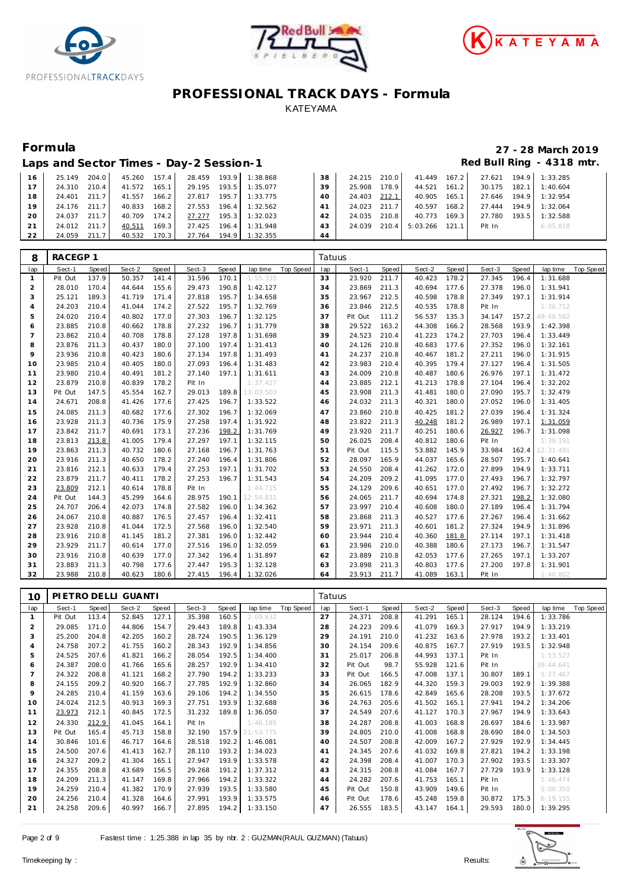# PROFESSIONAL TRACK DAYS - Formula

KATEYAMA

## Formula

**27 - 28 March 2019**

### Laps and Sector Times - Day-2 Session-1

**Red Bull Ring - 4318 mtr.**

| lap | Sect-1 | Speed | Sect-2 | Speed | Sect-3 | Speed | lap time | Top Speed | lap | Sect-1 | Speed | Sect-2 | Speed | Sect-3 | Speed | lap time | Top Speed |
|---|---|---|---|---|---|---|---|---|---|---|---|---|---|---|---|---|---|
| 16 | 25.149 | 204.0 | 45.260 | 157.4 | 28.459 | 193.9 | 1:38.868 | | 38 | 24.215 | 210.0 | 41.449 | 167.2 | 27.621 | 194.9 | 1:33.285 | |
| 17 | 24.310 | 210.4 | 41.572 | 165.1 | 29.195 | 193.5 | 1:35.077 | | 39 | 25.908 | 178.9 | 44.521 | 161.2 | 30.175 | 182.1 | 1:40.604 | |
| 18 | 24.401 | 211.7 | 41.557 | 166.2 | 27.817 | 195.7 | 1:33.775 | | 40 | 24.403 | 212.1 | 40.905 | 165.1 | 27.646 | 194.9 | 1:32.954 | |
| 19 | 24.176 | 211.7 | 40.833 | 168.2 | 27.553 | 196.4 | 1:32.562 | | 41 | 24.023 | 211.7 | 40.597 | 168.2 | 27.444 | 194.9 | 1:32.064 | |
| 20 | 24.037 | 211.7 | 40.709 | 174.2 | 27.277 | 195.3 | 1:32.023 | | 42 | 24.035 | 210.8 | 40.773 | 169.3 | 27.780 | 193.5 | 1:32.588 | |
| 21 | 24.012 | 211.7 | 40.511 | 169.3 | 27.425 | 196.4 | 1:31.948 | | 43 | 24.039 | 210.4 | 5:03.266 | 121.1 | Pit In | | 6:05.818 | |
| 22 | 24.059 | 211.7 | 40.532 | 170.3 | 27.764 | 194.9 | 1:32.355 | | 44 | | | | | | | | |

**8 RACEGP 1** — Tatuus

| lap | Sect-1 | Speed | Sect-2 | Speed | Sect-3 | Speed | lap time | Top Speed | lap | Sect-1 | Speed | Sect-2 | Speed | Sect-3 | Speed | lap time | Top Speed |
|---|---|---|---|---|---|---|---|---|---|---|---|---|---|---|---|---|---|
| 1 | Pit Out | 137.9 | 50.357 | 141.4 | 31.596 | 170.1 | 1:55.335 | | 33 | 23.920 | 211.7 | 40.423 | 178.2 | 27.345 | 196.4 | 1:31.688 | |
| 2 | 28.010 | 170.4 | 44.644 | 155.6 | 29.473 | 190.8 | 1:42.127 | | 34 | 23.869 | 211.3 | 40.694 | 177.6 | 27.378 | 196.0 | 1:31.941 | |
| 3 | 25.121 | 189.3 | 41.719 | 171.4 | 27.818 | 195.7 | 1:34.658 | | 35 | 23.967 | 212.5 | 40.598 | 178.8 | 27.349 | 197.1 | 1:31.914 | |
| 4 | 24.203 | 210.4 | 41.044 | 174.2 | 27.522 | 195.7 | 1:32.769 | | 36 | 23.846 | 212.5 | 40.535 | 178.8 | Pit In | | 1:36.712 | |
| 5 | 24.020 | 210.4 | 40.802 | 177.0 | 27.303 | 196.7 | 1:32.125 | | 37 | Pit Out | 111.2 | 56.537 | 135.3 | 34.147 | 157.2 | 49:48.592 | |
| 6 | 23.885 | 210.8 | 40.662 | 178.8 | 27.232 | 196.7 | 1:31.779 | | 38 | 29.522 | 163.2 | 44.308 | 166.2 | 28.568 | 193.9 | 1:42.398 | |
| 7 | 23.862 | 210.4 | 40.708 | 178.8 | 27.128 | 197.8 | 1:31.698 | | 39 | 24.523 | 210.4 | 41.223 | 174.2 | 27.703 | 196.4 | 1:33.449 | |
| 8 | 23.876 | 211.3 | 40.437 | 180.0 | 27.100 | 197.4 | 1:31.413 | | 40 | 24.126 | 210.8 | 40.683 | 177.6 | 27.352 | 196.0 | 1:32.161 | |
| 9 | 23.936 | 210.8 | 40.423 | 180.6 | 27.134 | 197.8 | 1:31.493 | | 41 | 24.237 | 210.8 | 40.467 | 181.2 | 27.211 | 196.0 | 1:31.915 | |
| 10 | 23.985 | 210.4 | 40.405 | 180.0 | 27.093 | 196.4 | 1:31.483 | | 42 | 23.983 | 210.4 | 40.395 | 179.4 | 27.127 | 196.4 | 1:31.505 | |
| 11 | 23.980 | 210.4 | 40.491 | 181.2 | 27.140 | 197.1 | 1:31.611 | | 43 | 24.009 | 210.8 | 40.487 | 180.6 | 26.976 | 197.1 | 1:31.472 | |
| 12 | 23.879 | 210.8 | 40.839 | 178.2 | Pit In | | 1:37.427 | | 44 | 23.885 | 212.1 | 41.213 | 178.8 | 27.104 | 196.4 | 1:32.202 | |
| 13 | Pit Out | 147.5 | 45.554 | 162.7 | 29.013 | 189.8 | 13:03.503 | | 45 | 23.908 | 211.3 | 41.481 | 180.0 | 27.090 | 195.7 | 1:32.479 | |
| 14 | 24.671 | 208.8 | 41.426 | 177.6 | 27.425 | 196.7 | 1:33.522 | | 46 | 24.032 | 211.3 | 40.321 | 180.0 | 27.052 | 196.0 | 1:31.405 | |
| 15 | 24.085 | 211.3 | 40.682 | 177.6 | 27.302 | 196.7 | 1:32.069 | | 47 | 23.860 | 210.8 | 40.425 | 181.2 | 27.039 | 196.4 | 1:31.324 | |
| 16 | 23.928 | 211.3 | 40.736 | 175.9 | 27.258 | 197.4 | 1:31.922 | | 48 | 23.822 | 211.3 | 40.248 | 181.2 | 26.989 | 197.1 | 1:31.059 | |
| 17 | 23.842 | 211.7 | 40.691 | 173.1 | 27.236 | 198.2 | 1:31.769 | | 49 | 23.920 | 211.7 | 40.251 | 180.6 | 26.927 | 196.7 | 1:31.098 | |
| 18 | 23.813 | 213.8 | 41.005 | 179.4 | 27.297 | 197.1 | 1:32.115 | | 50 | 26.025 | 208.4 | 40.812 | 180.6 | Pit In | | 1:39.191 | |
| 19 | 23.863 | 211.3 | 40.732 | 180.6 | 27.168 | 196.7 | 1:31.763 | | 51 | Pit Out | 115.5 | 53.882 | 145.9 | 33.984 | 162.4 | 12:31.491 | |
| 20 | 23.916 | 211.3 | 40.650 | 178.2 | 27.240 | 196.4 | 1:31.806 | | 52 | 28.097 | 165.9 | 44.037 | 165.6 | 28.507 | 195.7 | 1:40.641 | |
| 21 | 23.816 | 212.1 | 40.633 | 179.4 | 27.253 | 197.1 | 1:31.702 | | 53 | 24.550 | 208.4 | 41.262 | 172.0 | 27.899 | 194.9 | 1:33.711 | |
| 22 | 23.879 | 211.7 | 40.411 | 178.2 | 27.253 | 196.7 | 1:31.543 | | 54 | 24.209 | 209.2 | 41.095 | 177.0 | 27.493 | 196.7 | 1:32.797 | |
| 23 | 23.809 | 212.1 | 40.614 | 178.8 | Pit In | | 1:44.715 | | 55 | 24.129 | 209.6 | 40.651 | 177.0 | 27.492 | 196.7 | 1:32.272 | |
| 24 | Pit Out | 144.3 | 45.299 | 164.6 | 28.975 | 190.1 | 12:54.831 | | 56 | 24.065 | 211.7 | 40.694 | 174.8 | 27.321 | 198.2 | 1:32.080 | |
| 25 | 24.707 | 206.4 | 42.073 | 174.8 | 27.582 | 196.0 | 1:34.362 | | 57 | 23.997 | 210.4 | 40.608 | 180.0 | 27.189 | 196.4 | 1:31.794 | |
| 26 | 24.067 | 210.8 | 40.887 | 176.5 | 27.457 | 196.4 | 1:32.411 | | 58 | 23.868 | 211.3 | 40.527 | 177.6 | 27.267 | 196.4 | 1:31.662 | |
| 27 | 23.928 | 210.8 | 41.044 | 172.5 | 27.568 | 196.0 | 1:32.540 | | 59 | 23.971 | 211.3 | 40.601 | 181.2 | 27.324 | 194.9 | 1:31.896 | |
| 28 | 23.916 | 210.8 | 41.145 | 181.2 | 27.381 | 196.0 | 1:32.442 | | 60 | 23.944 | 210.4 | 40.360 | 181.8 | 27.114 | 197.1 | 1:31.418 | |
| 29 | 23.929 | 211.7 | 40.614 | 177.0 | 27.516 | 196.0 | 1:32.059 | | 61 | 23.986 | 210.0 | 40.388 | 180.6 | 27.173 | 196.7 | 1:31.547 | |
| 30 | 23.916 | 210.8 | 40.639 | 177.0 | 27.342 | 196.4 | 1:31.897 | | 62 | 23.889 | 210.8 | 42.053 | 177.6 | 27.265 | 197.1 | 1:33.207 | |
| 31 | 23.883 | 211.3 | 40.798 | 177.6 | 27.447 | 195.3 | 1:32.128 | | 63 | 23.898 | 211.3 | 40.803 | 177.6 | 27.200 | 197.8 | 1:31.901 | |
| 32 | 23.988 | 210.8 | 40.623 | 180.6 | 27.415 | 196.4 | 1:32.026 | | 64 | 23.913 | 211.7 | 41.089 | 163.1 | Pit In | | 1:40.802 | |

**10 PIETRO DELLI GUANTI** — Tatuus

| lap | Sect-1 | Speed | Sect-2 | Speed | Sect-3 | Speed | lap time | Top Speed | lap | Sect-1 | Speed | Sect-2 | Speed | Sect-3 | Speed | lap time | Top Speed |
|---|---|---|---|---|---|---|---|---|---|---|---|---|---|---|---|---|---|
| 1 | Pit Out | 113.4 | 52.845 | 127.1 | 35.398 | 160.5 | 2:09.632 | | 27 | 24.371 | 208.8 | 41.291 | 165.1 | 28.124 | 194.6 | 1:33.786 | |
| 2 | 29.085 | 171.0 | 44.806 | 154.7 | 29.443 | 189.8 | 1:43.334 | | 28 | 24.223 | 209.6 | 41.079 | 169.3 | 27.917 | 194.9 | 1:33.219 | |
| 3 | 25.200 | 204.8 | 42.205 | 160.2 | 28.724 | 190.5 | 1:36.129 | | 29 | 24.191 | 210.0 | 41.232 | 163.6 | 27.978 | 193.2 | 1:33.401 | |
| 4 | 24.758 | 207.2 | 41.755 | 160.2 | 28.343 | 192.9 | 1:34.856 | | 30 | 24.154 | 209.6 | 40.875 | 167.7 | 27.919 | 193.5 | 1:32.948 | |
| 5 | 24.525 | 207.6 | 41.821 | 166.2 | 28.054 | 192.5 | 1:34.400 | | 31 | 25.017 | 206.8 | 44.993 | 137.1 | Pit In | | 1:53.527 | |
| 6 | 24.387 | 208.0 | 41.766 | 165.6 | 28.257 | 192.9 | 1:34.410 | | 32 | Pit Out | 98.7 | 55.928 | 121.6 | Pit In | | 39:44.641 | |
| 7 | 24.322 | 208.8 | 41.121 | 168.2 | 27.790 | 194.2 | 1:33.233 | | 33 | Pit Out | 166.5 | 47.008 | 137.1 | 30.807 | 189.1 | 5:27.467 | |
| 8 | 24.155 | 209.2 | 40.920 | 166.7 | 27.785 | 192.9 | 1:32.860 | | 34 | 26.065 | 182.9 | 44.320 | 159.3 | 29.003 | 192.9 | 1:39.388 | |
| 9 | 24.285 | 210.4 | 41.159 | 163.6 | 29.106 | 194.2 | 1:34.550 | | 35 | 26.615 | 178.6 | 42.849 | 165.6 | 28.208 | 193.5 | 1:37.672 | |
| 10 | 24.024 | 212.5 | 40.913 | 169.3 | 27.751 | 193.9 | 1:32.688 | | 36 | 24.763 | 205.6 | 41.502 | 165.1 | 27.941 | 194.2 | 1:34.206 | |
| 11 | 23.973 | 212.1 | 40.845 | 172.5 | 31.232 | 189.8 | 1:36.050 | | 37 | 24.549 | 207.6 | 41.127 | 170.3 | 27.967 | 194.9 | 1:33.643 | |
| 12 | 24.330 | 212.9 | 41.045 | 164.1 | Pit In | | 1:46.185 | | 38 | 24.287 | 208.8 | 41.003 | 168.8 | 28.697 | 184.6 | 1:33.987 | |
| 13 | Pit Out | 165.4 | 45.713 | 158.8 | 32.190 | 157.9 | 21:53.775 | | 39 | 24.805 | 210.0 | 41.008 | 168.8 | 28.690 | 184.0 | 1:34.503 | |
| 14 | 30.846 | 101.6 | 46.717 | 164.6 | 28.518 | 192.2 | 1:46.081 | | 40 | 24.507 | 208.8 | 42.009 | 167.2 | 27.929 | 192.9 | 1:34.445 | |
| 15 | 24.500 | 207.6 | 41.413 | 162.7 | 28.110 | 193.2 | 1:34.023 | | 41 | 24.345 | 207.6 | 41.032 | 169.8 | 27.821 | 194.2 | 1:33.198 | |
| 16 | 24.327 | 209.2 | 41.304 | 165.1 | 27.947 | 193.9 | 1:33.578 | | 42 | 24.398 | 208.4 | 41.007 | 170.3 | 27.902 | 193.5 | 1:33.307 | |
| 17 | 24.355 | 208.8 | 43.689 | 156.5 | 29.268 | 191.2 | 1:37.312 | | 43 | 24.315 | 208.8 | 41.084 | 167.7 | 27.729 | 193.9 | 1:33.128 | |
| 18 | 24.209 | 211.3 | 41.147 | 169.8 | 27.966 | 194.2 | 1:33.322 | | 44 | 24.282 | 207.6 | 41.753 | 165.1 | Pit In | | 1:46.474 | |
| 19 | 24.259 | 210.4 | 41.382 | 170.9 | 27.939 | 193.5 | 1:33.580 | | 45 | Pit Out | 150.8 | 43.909 | 149.6 | Pit In | | 5:00.355 | |
| 20 | 24.256 | 210.4 | 41.328 | 164.6 | 27.991 | 193.9 | 1:33.575 | | 46 | Pit Out | 178.6 | 45.248 | 159.8 | 30.872 | 175.3 | 6:19.155 | |
| 21 | 24.258 | 209.6 | 40.997 | 166.7 | 27.895 | 194.2 | 1:33.150 | | 47 | 26.555 | 183.5 | 43.147 | 164.1 | 29.593 | 180.0 | 1:39.295 | |

Fastest time : 1:25.388 in lap 35 by nbr. 2 : GUZMAN(RAUL GUZMAN) (Tatuus)

Timekeeping by : Results: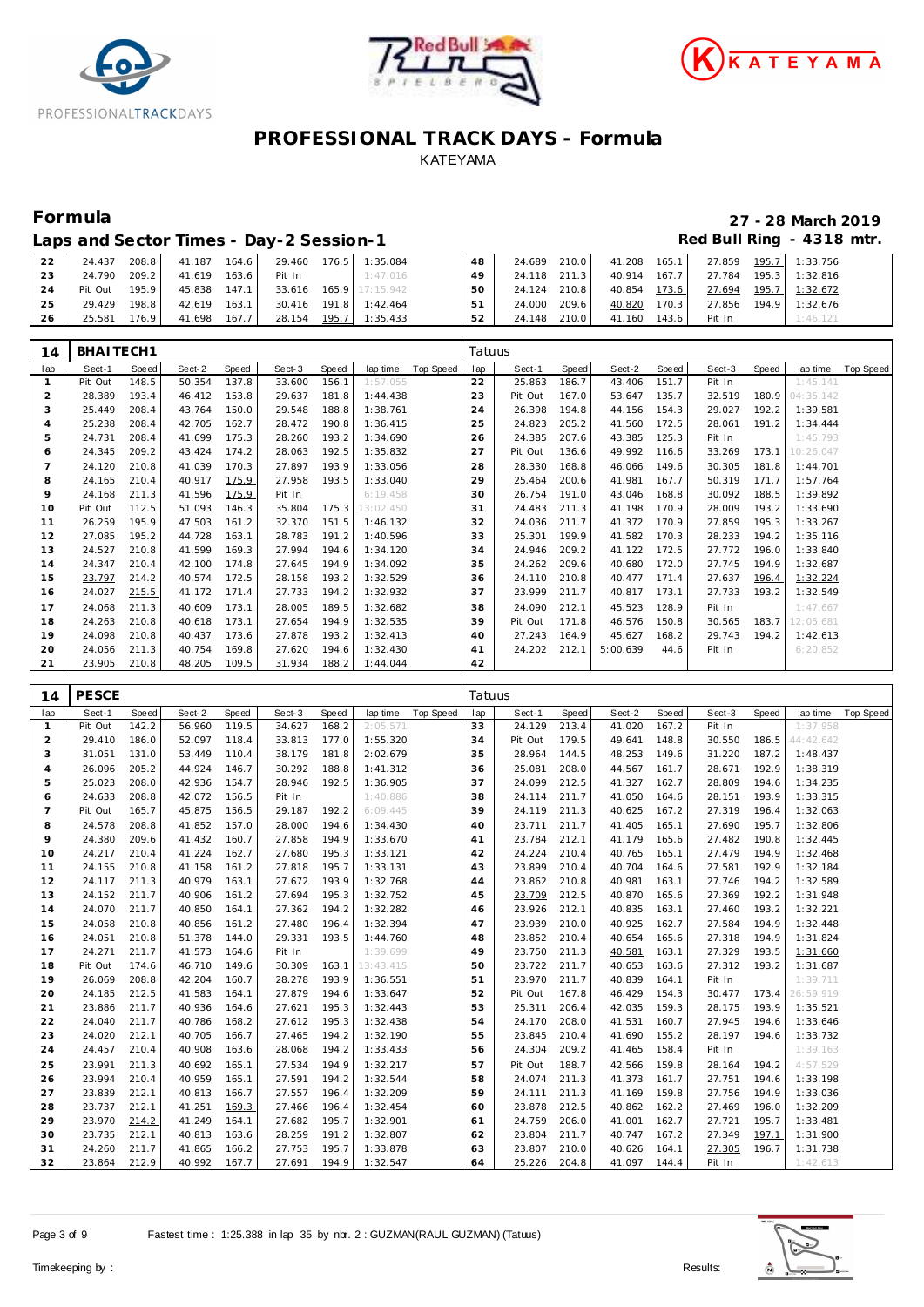# PROFESSIONAL TRACK DAYS - Formula

KATEYAMA

## Formula

**27 - 28 March 2019**

### Laps and Sector Times - Day-2 Session-1

**Red Bull Ring - 4318 mtr.**

| lap | Sect-1 | Speed | Sect-2 | Speed | Sect-3 | Speed | lap time | Top Speed | lap | Sect-1 | Speed | Sect-2 | Speed | Sect-3 | Speed | lap time | Top Speed |
|---|---|---|---|---|---|---|---|---|---|---|---|---|---|---|---|---|---|
| 22 | 24.437 | 208.8 | 41.187 | 164.6 | 29.460 | 176.5 | 1:35.084 | | 48 | 24.689 | 210.0 | 41.208 | 165.1 | 27.859 | 195.7 | 1:33.756 | |
| 23 | 24.790 | 209.2 | 41.619 | 163.6 | Pit In | | 1:47.016 | | 49 | 24.118 | 211.3 | 40.914 | 167.7 | 27.784 | 195.3 | 1:32.816 | |
| 24 | Pit Out | 195.9 | 45.838 | 147.1 | 33.616 | 165.9 | 17:15.942 | | 50 | 24.124 | 210.8 | 40.854 | 173.6 | 27.694 | 195.7 | 1:32.672 | |
| 25 | 29.429 | 198.8 | 42.619 | 163.1 | 30.416 | 191.8 | 1:42.464 | | 51 | 24.000 | 209.6 | 40.820 | 170.3 | 27.856 | 194.9 | 1:32.676 | |
| 26 | 25.581 | 176.9 | 41.698 | 167.7 | 28.154 | 195.7 | 1:35.433 | | 52 | 24.148 | 210.0 | 41.160 | 143.6 | Pit In | | 1:46.121 | |

### 14 BHAITECH1 — Tatuus

| lap | Sect-1 | Speed | Sect-2 | Speed | Sect-3 | Speed | lap time | Top Speed | lap | Sect-1 | Speed | Sect-2 | Speed | Sect-3 | Speed | lap time | Top Speed |
|---|---|---|---|---|---|---|---|---|---|---|---|---|---|---|---|---|---|
| 1 | Pit Out | 148.5 | 50.354 | 137.8 | 33.600 | 156.1 | 1:57.055 | | 22 | 25.863 | 186.7 | 43.406 | 151.7 | Pit In | | 1:45.141 | |
| 2 | 28.389 | 193.4 | 46.412 | 153.8 | 29.637 | 181.8 | 1:44.438 | | 23 | Pit Out | 167.0 | 53.647 | 135.7 | 32.519 | 180.9 | 04:35.142 | |
| 3 | 25.449 | 208.4 | 43.764 | 150.0 | 29.548 | 188.8 | 1:38.761 | | 24 | 26.398 | 194.8 | 44.156 | 154.3 | 29.027 | 192.2 | 1:39.581 | |
| 4 | 25.238 | 208.4 | 42.705 | 162.7 | 28.472 | 190.8 | 1:36.415 | | 25 | 24.823 | 205.2 | 41.560 | 172.5 | 28.061 | 191.2 | 1:34.444 | |
| 5 | 24.731 | 208.4 | 41.699 | 175.3 | 28.260 | 193.2 | 1:34.690 | | 26 | 24.385 | 207.6 | 43.385 | 125.3 | Pit In | | 1:45.793 | |
| 6 | 24.345 | 209.2 | 43.424 | 174.2 | 28.063 | 192.5 | 1:35.832 | | 27 | Pit Out | 136.6 | 49.992 | 116.6 | 33.269 | 173.1 | 10:26.047 | |
| 7 | 24.120 | 210.8 | 41.039 | 170.3 | 27.897 | 193.9 | 1:33.056 | | 28 | 28.330 | 168.8 | 46.066 | 149.6 | 30.305 | 181.8 | 1:44.701 | |
| 8 | 24.165 | 210.4 | 40.917 | 175.9 | 27.958 | 193.5 | 1:33.040 | | 29 | 25.464 | 200.6 | 41.981 | 167.7 | 50.319 | 171.7 | 1:57.764 | |
| 9 | 24.168 | 211.3 | 41.596 | 175.9 | Pit In | | 6:19.458 | | 30 | 26.754 | 191.0 | 43.046 | 168.8 | 30.092 | 188.5 | 1:39.892 | |
| 10 | Pit Out | 112.5 | 51.093 | 146.3 | 35.804 | 175.3 | 13:02.450 | | 31 | 24.483 | 211.3 | 41.198 | 170.9 | 28.009 | 193.2 | 1:33.690 | |
| 11 | 26.259 | 195.9 | 47.503 | 161.2 | 32.370 | 151.5 | 1:46.132 | | 32 | 24.036 | 211.7 | 41.372 | 170.9 | 27.859 | 195.3 | 1:33.267 | |
| 12 | 27.085 | 195.2 | 44.728 | 163.1 | 28.783 | 191.2 | 1:40.596 | | 33 | 25.301 | 199.9 | 41.582 | 170.3 | 28.233 | 194.2 | 1:35.116 | |
| 13 | 24.527 | 210.8 | 41.599 | 169.3 | 27.994 | 194.6 | 1:34.120 | | 34 | 24.946 | 209.2 | 41.122 | 172.5 | 27.772 | 196.0 | 1:33.840 | |
| 14 | 24.347 | 210.4 | 42.100 | 174.8 | 27.645 | 194.9 | 1:34.092 | | 35 | 24.262 | 209.6 | 40.680 | 172.0 | 27.745 | 194.9 | 1:32.687 | |
| 15 | 23.797 | 214.2 | 40.574 | 172.5 | 28.158 | 193.2 | 1:32.529 | | 36 | 24.110 | 210.8 | 40.477 | 171.4 | 27.637 | 196.4 | 1:32.224 | |
| 16 | 24.027 | 215.5 | 41.172 | 171.4 | 27.733 | 194.2 | 1:32.932 | | 37 | 23.999 | 211.7 | 40.817 | 173.1 | 27.733 | 193.2 | 1:32.549 | |
| 17 | 24.068 | 211.3 | 40.609 | 173.1 | 28.005 | 189.5 | 1:32.682 | | 38 | 24.090 | 212.1 | 45.523 | 128.9 | Pit In | | 1:47.667 | |
| 18 | 24.263 | 210.8 | 40.618 | 173.1 | 27.654 | 194.9 | 1:32.535 | | 39 | Pit Out | 171.8 | 46.576 | 150.8 | 30.565 | 183.7 | 12:05.681 | |
| 19 | 24.098 | 210.8 | 40.437 | 173.6 | 27.878 | 193.2 | 1:32.413 | | 40 | 27.243 | 164.9 | 45.627 | 168.2 | 29.743 | 194.2 | 1:42.613 | |
| 20 | 24.056 | 211.3 | 40.754 | 169.8 | 27.620 | 194.6 | 1:32.430 | | 41 | 24.202 | 212.1 | 5:00.639 | 44.6 | Pit In | | 6:20.852 | |
| 21 | 23.905 | 210.8 | 48.205 | 109.5 | 31.934 | 188.2 | 1:44.044 | | 42 | | | | | | | | |

### 14 PESCE — Tatuus

| lap | Sect-1 | Speed | Sect-2 | Speed | Sect-3 | Speed | lap time | Top Speed | lap | Sect-1 | Speed | Sect-2 | Speed | Sect-3 | Speed | lap time | Top Speed |
|---|---|---|---|---|---|---|---|---|---|---|---|---|---|---|---|---|---|
| 1 | Pit Out | 142.2 | 56.960 | 119.5 | 34.627 | 168.2 | 2:05.571 | | 33 | 24.129 | 213.4 | 41.020 | 167.2 | Pit In | | 1:37.958 | |
| 2 | 29.410 | 186.0 | 52.097 | 118.4 | 33.813 | 177.0 | 1:55.320 | | 34 | Pit Out | 179.5 | 49.641 | 148.8 | 30.550 | 186.5 | 44:42.642 | |
| 3 | 31.051 | 131.0 | 53.449 | 110.4 | 38.179 | 181.8 | 2:02.679 | | 35 | 28.964 | 144.5 | 48.253 | 149.6 | 31.220 | 187.2 | 1:48.437 | |
| 4 | 26.096 | 205.2 | 44.924 | 146.7 | 30.292 | 188.8 | 1:41.312 | | 36 | 25.081 | 208.0 | 44.567 | 161.7 | 28.671 | 192.9 | 1:38.319 | |
| 5 | 25.023 | 208.0 | 42.936 | 154.7 | 28.946 | 192.5 | 1:36.905 | | 37 | 24.099 | 212.5 | 41.327 | 162.7 | 28.809 | 194.6 | 1:34.235 | |
| 6 | 24.633 | 208.8 | 42.072 | 156.5 | Pit In | | 1:40.886 | | 38 | 24.114 | 211.7 | 41.050 | 164.6 | 28.151 | 193.9 | 1:33.315 | |
| 7 | Pit Out | 165.7 | 45.875 | 156.5 | 29.187 | 192.2 | 6:09.445 | | 39 | 24.119 | 211.3 | 40.625 | 167.2 | 27.319 | 196.4 | 1:32.063 | |
| 8 | 24.578 | 208.8 | 41.852 | 157.0 | 28.000 | 194.6 | 1:34.430 | | 40 | 23.711 | 211.7 | 41.405 | 165.1 | 27.690 | 195.7 | 1:32.806 | |
| 9 | 24.380 | 209.6 | 41.432 | 160.7 | 27.858 | 194.9 | 1:33.670 | | 41 | 23.784 | 212.1 | 41.179 | 165.6 | 27.482 | 190.8 | 1:32.445 | |
| 10 | 24.217 | 210.4 | 41.224 | 162.7 | 27.680 | 195.3 | 1:33.121 | | 42 | 24.224 | 210.4 | 40.765 | 165.1 | 27.479 | 194.9 | 1:32.468 | |
| 11 | 24.155 | 210.8 | 41.158 | 161.2 | 27.818 | 195.7 | 1:33.131 | | 43 | 23.899 | 210.4 | 40.704 | 164.6 | 27.581 | 192.9 | 1:32.184 | |
| 12 | 24.117 | 211.3 | 40.979 | 163.1 | 27.672 | 193.9 | 1:32.768 | | 44 | 23.862 | 210.8 | 40.981 | 163.1 | 27.746 | 194.2 | 1:32.589 | |
| 13 | 24.152 | 211.7 | 40.906 | 161.2 | 27.694 | 195.3 | 1:32.752 | | 45 | 23.709 | 212.5 | 40.870 | 165.6 | 27.369 | 192.2 | 1:31.948 | |
| 14 | 24.070 | 211.7 | 40.850 | 164.1 | 27.362 | 194.2 | 1:32.282 | | 46 | 23.926 | 212.1 | 40.835 | 163.1 | 27.460 | 193.2 | 1:32.221 | |
| 15 | 24.058 | 210.8 | 40.856 | 161.2 | 27.480 | 196.4 | 1:32.394 | | 47 | 23.939 | 210.0 | 40.925 | 162.7 | 27.584 | 194.9 | 1:32.448 | |
| 16 | 24.051 | 210.8 | 51.378 | 144.0 | 29.331 | 193.5 | 1:44.760 | | 48 | 23.852 | 210.4 | 40.654 | 165.6 | 27.318 | 194.9 | 1:31.824 | |
| 17 | 24.271 | 211.7 | 41.573 | 164.6 | Pit In | | 1:39.699 | | 49 | 23.750 | 211.3 | 40.581 | 163.1 | 27.329 | 193.5 | 1:31.660 | |
| 18 | Pit Out | 174.6 | 46.710 | 149.6 | 30.309 | 163.1 | 13:43.415 | | 50 | 23.722 | 211.7 | 40.653 | 163.6 | 27.312 | 193.2 | 1:31.687 | |
| 19 | 26.069 | 208.8 | 42.204 | 160.7 | 28.278 | 193.9 | 1:36.551 | | 51 | 23.970 | 211.7 | 40.839 | 164.1 | Pit In | | 1:39.711 | |
| 20 | 24.185 | 212.5 | 41.583 | 164.1 | 27.879 | 194.6 | 1:33.647 | | 52 | Pit Out | 167.8 | 46.429 | 154.3 | 30.477 | 173.4 | 26:59.919 | |
| 21 | 23.886 | 211.7 | 40.936 | 164.6 | 27.621 | 195.3 | 1:32.443 | | 53 | 25.311 | 206.4 | 42.035 | 159.3 | 28.175 | 193.9 | 1:35.521 | |
| 22 | 24.040 | 211.7 | 40.786 | 168.2 | 27.612 | 195.3 | 1:32.438 | | 54 | 24.170 | 208.0 | 41.531 | 160.7 | 27.945 | 194.6 | 1:33.646 | |
| 23 | 24.020 | 212.1 | 40.705 | 166.7 | 27.465 | 194.2 | 1:32.190 | | 55 | 23.845 | 210.4 | 41.690 | 155.2 | 28.197 | 194.6 | 1:33.732 | |
| 24 | 24.457 | 210.4 | 40.908 | 163.6 | 28.068 | 194.2 | 1:33.433 | | 56 | 24.304 | 209.2 | 41.465 | 158.4 | Pit In | | 1:39.163 | |
| 25 | 23.991 | 211.3 | 40.692 | 165.1 | 27.534 | 194.9 | 1:32.217 | | 57 | Pit Out | 188.7 | 42.566 | 159.8 | 28.164 | 194.2 | 4:57.529 | |
| 26 | 23.994 | 210.4 | 40.959 | 165.1 | 27.591 | 194.2 | 1:32.544 | | 58 | 24.074 | 211.3 | 41.373 | 161.7 | 27.751 | 194.6 | 1:33.198 | |
| 27 | 23.839 | 212.1 | 40.813 | 166.7 | 27.557 | 196.4 | 1:32.209 | | 59 | 24.111 | 211.3 | 41.169 | 159.8 | 27.756 | 194.9 | 1:33.036 | |
| 28 | 23.737 | 212.1 | 41.251 | 169.3 | 27.466 | 196.4 | 1:32.454 | | 60 | 23.878 | 212.5 | 40.862 | 162.2 | 27.469 | 196.0 | 1:32.209 | |
| 29 | 23.970 | 214.2 | 41.249 | 164.1 | 27.682 | 195.7 | 1:32.901 | | 61 | 24.759 | 206.0 | 41.001 | 162.7 | 27.721 | 195.7 | 1:33.481 | |
| 30 | 23.735 | 212.1 | 40.813 | 163.6 | 28.259 | 191.2 | 1:32.807 | | 62 | 23.804 | 211.7 | 40.747 | 167.2 | 27.349 | 197.1 | 1:31.900 | |
| 31 | 24.260 | 211.7 | 41.865 | 166.2 | 27.753 | 195.7 | 1:33.878 | | 63 | 23.807 | 210.0 | 40.626 | 164.1 | 27.305 | 196.7 | 1:31.738 | |
| 32 | 23.864 | 212.9 | 40.992 | 167.7 | 27.691 | 194.9 | 1:32.547 | | 64 | 25.226 | 204.8 | 41.097 | 144.4 | Pit In | | 1:42.613 | |

Fastest time : 1:25.388 in lap 35 by nbr. 2 : GUZMAN(RAUL GUZMAN) (Tatuus)

Timekeeping by : Results: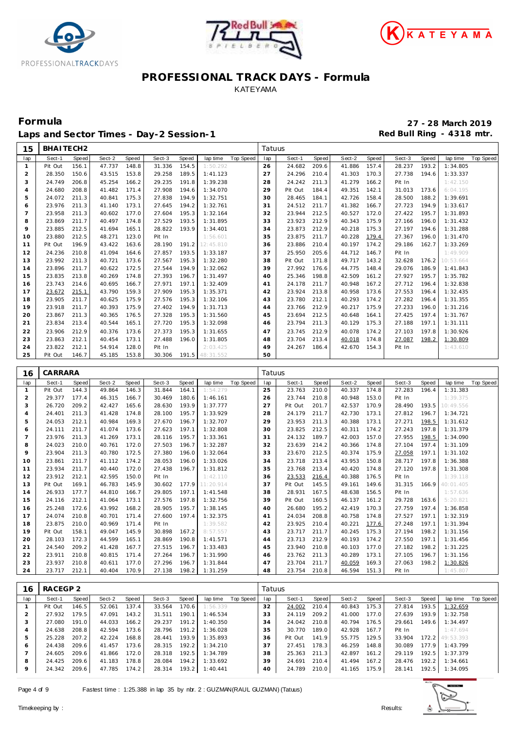# PROFESSIONAL TRACK DAYS - Formula

KATEYAMA

## Formula

**Laps and Sector Times - Day-2 Session-1**

**27 - 28 March 2019**

**Red Bull Ring - 4318 mtr.**

| 15 | BHAITECH2 | | | | | | | | Tatuus | | | | | | | | |
|---|---|---|---|---|---|---|---|---|---|---|---|---|---|---|---|---|---|
| lap | Sect-1 | Speed | Sect-2 | Speed | Sect-3 | Speed | lap time | Top Speed | lap | Sect-1 | Speed | Sect-2 | Speed | Sect-3 | Speed | lap time | Top Speed |
| 1 | Pit Out | 156.1 | 47.737 | 148.8 | 31.336 | 154.5 | 1:50.292 | | 26 | 24.682 | 209.6 | 41.886 | 157.4 | 28.237 | 193.2 | 1:34.805 | |
| 2 | 28.350 | 150.6 | 43.515 | 153.8 | 29.258 | 189.5 | 1:41.123 | | 27 | 24.296 | 210.4 | 41.303 | 170.3 | 27.738 | 194.6 | 1:33.337 | |
| 3 | 24.749 | 206.8 | 45.254 | 166.2 | 29.235 | 191.8 | 1:39.238 | | 28 | 24.242 | 211.3 | 41.279 | 166.2 | Pit In | | 1:42.150 | |
| 4 | 24.680 | 208.8 | 41.482 | 171.4 | 27.908 | 194.6 | 1:34.070 | | 29 | Pit Out | 184.4 | 49.351 | 142.1 | 31.013 | 173.6 | 6:04.195 | |
| 5 | 24.072 | 211.3 | 40.841 | 175.3 | 27.838 | 194.9 | 1:32.751 | | 30 | 28.465 | 184.1 | 42.726 | 158.4 | 28.500 | 188.2 | 1:39.691 | |
| 6 | 23.976 | 211.3 | 41.140 | 173.1 | 27.645 | 194.2 | 1:32.761 | | 31 | 24.512 | 211.7 | 41.382 | 166.7 | 27.723 | 194.9 | 1:33.617 | |
| 7 | 23.958 | 211.3 | 40.602 | 177.0 | 27.604 | 195.3 | 1:32.164 | | 32 | 23.944 | 212.5 | 40.527 | 172.0 | 27.422 | 195.7 | 1:31.893 | |
| 8 | 23.869 | 211.7 | 40.497 | 174.8 | 27.529 | 193.5 | 1:31.895 | | 33 | 23.923 | 212.9 | 40.343 | 175.9 | 27.166 | 196.0 | 1:31.432 | |
| 9 | 23.885 | 212.5 | 41.694 | 165.1 | 28.822 | 193.9 | 1:34.401 | | 34 | 23.873 | 212.9 | 40.218 | 175.3 | 27.197 | 194.6 | 1:31.288 | |
| 10 | 23.880 | 212.5 | 48.271 | 123.0 | Pit In | | 1:56.601 | | 35 | 23.875 | 211.7 | 40.228 | 179.4 | 27.367 | 196.0 | 1:31.470 | |
| 11 | Pit Out | 196.9 | 43.422 | 163.6 | 28.190 | 191.2 | 12:45.810 | | 36 | 23.886 | 210.4 | 40.197 | 174.2 | 29.186 | 162.7 | 1:33.269 | |
| 12 | 24.236 | 210.8 | 41.094 | 164.6 | 27.857 | 193.5 | 1:33.187 | | 37 | 25.950 | 205.6 | 44.712 | 146.7 | Pit In | | 1:49.909 | |
| 13 | 23.992 | 211.3 | 40.721 | 173.6 | 27.567 | 195.3 | 1:32.280 | | 38 | Pit Out | 171.8 | 49.717 | 143.2 | 32.628 | 176.2 | 10:53.664 | |
| 14 | 23.896 | 211.7 | 40.622 | 172.5 | 27.544 | 194.9 | 1:32.062 | | 39 | 27.992 | 176.6 | 44.775 | 148.4 | 29.076 | 186.9 | 1:41.843 | |
| 15 | 23.835 | 213.8 | 40.269 | 174.8 | 27.393 | 196.7 | 1:31.497 | | 40 | 25.346 | 198.8 | 42.509 | 161.2 | 27.927 | 195.7 | 1:35.782 | |
| 16 | 23.743 | 214.6 | 40.695 | 166.7 | 27.971 | 197.1 | 1:32.409 | | 41 | 24.178 | 211.7 | 40.948 | 167.2 | 27.712 | 196.4 | 1:32.838 | |
| 17 | 23.672 | 215.1 | 43.790 | 159.3 | 27.909 | 195.3 | 1:35.371 | | 42 | 23.924 | 213.8 | 40.958 | 173.6 | 27.553 | 196.4 | 1:32.435 | |
| 18 | 23.905 | 211.7 | 40.625 | 175.9 | 27.576 | 195.3 | 1:32.106 | | 43 | 23.780 | 212.1 | 40.293 | 174.2 | 27.282 | 196.4 | 1:31.355 | |
| 19 | 23.918 | 211.7 | 40.393 | 175.9 | 27.402 | 194.9 | 1:31.713 | | 44 | 23.766 | 212.9 | 40.217 | 175.9 | 27.233 | 196.0 | 1:31.216 | |
| 20 | 23.867 | 211.3 | 40.365 | 176.5 | 27.328 | 195.3 | 1:31.560 | | 45 | 23.694 | 212.5 | 40.648 | 164.1 | 27.425 | 197.4 | 1:31.767 | |
| 21 | 23.834 | 213.4 | 40.544 | 165.1 | 27.720 | 195.3 | 1:32.098 | | 46 | 23.794 | 211.3 | 40.129 | 175.3 | 27.188 | 197.1 | 1:31.111 | |
| 22 | 23.906 | 212.9 | 40.376 | 173.6 | 27.373 | 195.3 | 1:31.655 | | 47 | 23.745 | 212.9 | 40.078 | 174.2 | 27.103 | 197.8 | 1:30.926 | |
| 23 | 23.863 | 212.1 | 40.454 | 173.1 | 27.488 | 196.0 | 1:31.805 | | 48 | 23.704 | 213.4 | 40.018 | 174.8 | 27.087 | 198.2 | 1:30.809 | |
| 24 | 23.822 | 212.1 | 54.914 | 128.0 | Pit In | | 2:03.425 | | 49 | 24.267 | 186.4 | 42.670 | 154.3 | Pit In | | 1:43.610 | |
| 25 | Pit Out | 146.7 | 45.185 | 153.8 | 30.306 | 191.5 | 48:31.552 | | 50 | | | | | | | | |

| 16 | CARRARA | | | | | | | | Tatuus | | | | | | | | |
|---|---|---|---|---|---|---|---|---|---|---|---|---|---|---|---|---|---|
| lap | Sect-1 | Speed | Sect-2 | Speed | Sect-3 | Speed | lap time | Top Speed | lap | Sect-1 | Speed | Sect-2 | Speed | Sect-3 | Speed | lap time | Top Speed |
| 1 | Pit Out | 144.3 | 49.864 | 146.3 | 31.844 | 164.1 | 1:54.279 | | 25 | 23.763 | 210.0 | 40.337 | 174.8 | 27.283 | 196.4 | 1:31.383 | |
| 2 | 29.377 | 177.4 | 46.315 | 166.7 | 30.469 | 180.6 | 1:46.161 | | 26 | 23.744 | 210.8 | 40.948 | 153.0 | Pit In | | 1:39.375 | |
| 3 | 26.720 | 209.2 | 42.427 | 165.6 | 28.630 | 193.9 | 1:37.777 | | 27 | Pit Out | 201.7 | 42.537 | 170.9 | 28.490 | 193.5 | 10:49.556 | |
| 4 | 24.401 | 211.3 | 41.428 | 174.8 | 28.100 | 195.7 | 1:33.929 | | 28 | 24.179 | 211.7 | 42.730 | 173.1 | 27.812 | 196.7 | 1:34.721 | |
| 5 | 24.053 | 212.1 | 40.984 | 169.3 | 27.670 | 196.7 | 1:32.707 | | 29 | 23.953 | 211.3 | 40.388 | 173.1 | 27.271 | 198.5 | 1:31.612 | |
| 6 | 24.111 | 211.7 | 41.074 | 173.6 | 27.623 | 197.1 | 1:32.808 | | 30 | 23.825 | 212.5 | 40.311 | 174.2 | 27.243 | 197.8 | 1:31.379 | |
| 7 | 23.976 | 211.3 | 41.269 | 173.1 | 28.116 | 195.7 | 1:33.361 | | 31 | 24.132 | 189.7 | 42.003 | 157.0 | 27.955 | 198.5 | 1:34.090 | |
| 8 | 24.023 | 210.0 | 40.761 | 172.0 | 27.503 | 196.7 | 1:32.287 | | 32 | 23.639 | 214.2 | 40.366 | 174.8 | 27.104 | 197.4 | 1:31.109 | |
| 9 | 23.904 | 211.3 | 40.780 | 172.5 | 27.380 | 196.0 | 1:32.064 | | 33 | 23.670 | 212.5 | 40.374 | 175.9 | 27.058 | 197.1 | 1:31.102 | |
| 10 | 23.861 | 211.7 | 41.112 | 174.2 | 28.053 | 196.0 | 1:33.026 | | 34 | 23.718 | 213.4 | 43.953 | 150.8 | 28.717 | 197.8 | 1:36.388 | |
| 11 | 23.934 | 211.7 | 40.440 | 172.0 | 27.438 | 196.7 | 1:31.812 | | 35 | 23.768 | 213.4 | 40.420 | 174.8 | 27.120 | 197.8 | 1:31.308 | |
| 12 | 23.912 | 212.1 | 42.595 | 150.0 | Pit In | | 1:42.110 | | 36 | 23.533 | 216.4 | 40.388 | 176.5 | Pit In | | 1:39.118 | |
| 13 | Pit Out | 169.1 | 46.783 | 145.9 | 30.602 | 177.9 | 11:20.914 | | 37 | Pit Out | 145.5 | 49.161 | 149.6 | 31.315 | 166.9 | 40:01.405 | |
| 14 | 26.933 | 177.7 | 44.810 | 166.7 | 29.805 | 197.1 | 1:41.548 | | 38 | 28.931 | 167.5 | 48.638 | 156.5 | Pit In | | 1:57.636 | |
| 15 | 24.116 | 212.1 | 41.064 | 173.1 | 27.576 | 197.8 | 1:32.756 | | 39 | Pit Out | 160.5 | 46.137 | 161.2 | 29.728 | 163.6 | 5:20.821 | |
| 16 | 25.248 | 172.6 | 43.992 | 168.2 | 28.905 | 195.7 | 1:38.145 | | 40 | 26.680 | 195.2 | 42.419 | 170.3 | 27.759 | 197.4 | 1:36.858 | |
| 17 | 24.074 | 210.8 | 40.701 | 171.4 | 27.600 | 197.4 | 1:32.375 | | 41 | 24.034 | 208.8 | 40.758 | 174.8 | 27.527 | 197.1 | 1:32.319 | |
| 18 | 23.875 | 210.0 | 40.969 | 171.4 | Pit In | | 1:39.582 | | 42 | 23.925 | 210.4 | 40.221 | 177.6 | 27.248 | 197.1 | 1:31.394 | |
| 19 | Pit Out | 158.1 | 49.047 | 145.9 | 30.898 | 167.2 | 8:57.557 | | 43 | 23.717 | 211.7 | 40.245 | 175.3 | 27.194 | 198.2 | 1:31.156 | |
| 20 | 28.103 | 172.3 | 44.599 | 165.1 | 28.869 | 190.8 | 1:41.571 | | 44 | 23.713 | 212.9 | 40.193 | 174.2 | 27.550 | 197.1 | 1:31.456 | |
| 21 | 24.540 | 209.2 | 41.428 | 167.7 | 27.515 | 196.7 | 1:33.483 | | 45 | 23.940 | 210.8 | 40.103 | 177.0 | 27.182 | 198.2 | 1:31.225 | |
| 22 | 23.911 | 210.8 | 40.815 | 171.4 | 27.264 | 196.7 | 1:31.990 | | 46 | 23.762 | 211.3 | 40.289 | 173.1 | 27.105 | 196.7 | 1:31.156 | |
| 23 | 23.937 | 210.8 | 40.611 | 177.0 | 27.296 | 196.7 | 1:31.844 | | 47 | 23.704 | 211.7 | 40.059 | 169.3 | 27.063 | 198.2 | 1:30.826 | |
| 24 | 23.717 | 212.1 | 40.404 | 170.9 | 27.138 | 198.2 | 1:31.259 | | 48 | 23.754 | 210.8 | 46.594 | 151.3 | Pit In | | 1:45.807 | |

| 16 | RACEGP 2 | | | | | | | | Tatuus | | | | | | | | |
|---|---|---|---|---|---|---|---|---|---|---|---|---|---|---|---|---|---|
| lap | Sect-1 | Speed | Sect-2 | Speed | Sect-3 | Speed | lap time | Top Speed | lap | Sect-1 | Speed | Sect-2 | Speed | Sect-3 | Speed | lap time | Top Speed |
| 1 | Pit Out | 146.5 | 52.061 | 137.4 | 33.564 | 170.6 | 1:56.339 | | 32 | 24.002 | 210.4 | 40.843 | 175.3 | 27.814 | 193.5 | 1:32.659 | |
| 2 | 27.932 | 179.5 | 47.091 | 143.2 | 31.511 | 190.1 | 1:46.534 | | 33 | 24.119 | 209.2 | 41.000 | 177.0 | 27.639 | 193.9 | 1:32.758 | |
| 3 | 27.080 | 191.0 | 44.033 | 166.2 | 29.237 | 191.2 | 1:40.350 | | 34 | 24.042 | 210.8 | 40.794 | 176.5 | 29.661 | 149.6 | 1:34.497 | |
| 4 | 24.638 | 208.8 | 42.594 | 173.6 | 28.796 | 191.2 | 1:36.028 | | 35 | 30.770 | 189.0 | 42.928 | 167.7 | Pit In | | 1:47.694 | |
| 5 | 25.228 | 207.2 | 42.224 | 168.8 | 28.441 | 193.9 | 1:35.893 | | 36 | Pit Out | 141.9 | 55.775 | 129.5 | 33.904 | 172.2 | 49:53.393 | |
| 6 | 24.438 | 209.6 | 41.457 | 173.6 | 28.315 | 192.2 | 1:34.210 | | 37 | 27.451 | 178.3 | 46.259 | 148.8 | 30.089 | 177.9 | 1:43.799 | |
| 7 | 24.605 | 209.6 | 41.866 | 172.0 | 28.318 | 192.5 | 1:34.789 | | 38 | 25.363 | 211.3 | 42.897 | 161.2 | 29.119 | 192.5 | 1:37.379 | |
| 8 | 24.425 | 209.6 | 41.183 | 178.8 | 28.084 | 194.2 | 1:33.692 | | 39 | 24.691 | 210.4 | 41.494 | 167.2 | 28.476 | 192.2 | 1:34.661 | |
| 9 | 24.342 | 209.6 | 47.785 | 174.2 | 28.314 | 193.2 | 1:40.441 | | 40 | 24.789 | 210.0 | 41.165 | 175.9 | 28.141 | 192.5 | 1:34.095 | |

Fastest time : 1:25.388 in lap 35 by nbr. 2 : GUZMAN(RAUL GUZMAN) (Tatuus)

Timekeeping by : Results: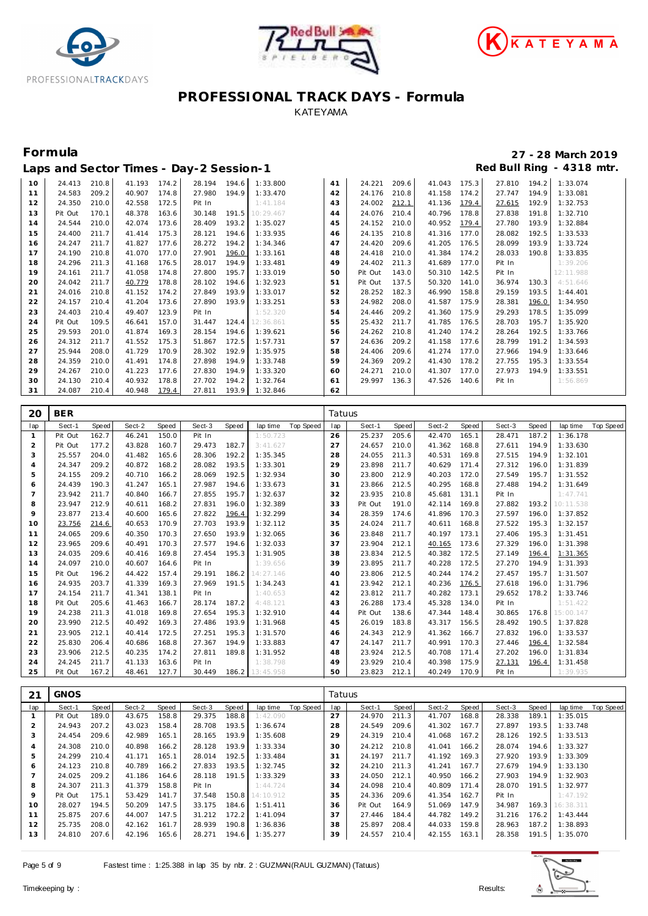# PROFESSIONAL TRACK DAYS - Formula

KATEYAMA

## Formula

**27 - 28 March 2019**

### Laps and Sector Times - Day-2 Session-1

**Red Bull Ring - 4318 mtr.**

| lap | Sect-1 | Speed | Sect-2 | Speed | Sect-3 | Speed | lap time | Top Speed | lap | Sect-1 | Speed | Sect-2 | Speed | Sect-3 | Speed | lap time | Top Speed |
|---|---|---|---|---|---|---|---|---|---|---|---|---|---|---|---|---|---|
| 10 | 24.413 | 210.8 | 41.193 | 174.2 | 28.194 | 194.6 | 1:33.800 | | 41 | 24.221 | 209.6 | 41.043 | 175.3 | 27.810 | 194.2 | 1:33.074 | |
| 11 | 24.583 | 209.2 | 40.907 | 174.8 | 27.980 | 194.9 | 1:33.470 | | 42 | 24.176 | 210.8 | 41.158 | 174.2 | 27.747 | 194.9 | 1:33.081 | |
| 12 | 24.350 | 210.0 | 42.558 | 172.5 | Pit In | | 1:41.184 | | 43 | 24.002 | 212.1 | 41.136 | 179.4 | 27.615 | 192.9 | 1:32.753 | |
| 13 | Pit Out | 170.1 | 48.378 | 163.6 | 30.148 | 191.5 | 10:29.467 | | 44 | 24.076 | 210.4 | 40.796 | 178.8 | 27.838 | 191.8 | 1:32.710 | |
| 14 | 24.544 | 210.0 | 42.074 | 173.6 | 28.409 | 193.2 | 1:35.027 | | 45 | 24.152 | 210.0 | 40.952 | 179.4 | 27.780 | 193.9 | 1:32.884 | |
| 15 | 24.400 | 211.7 | 41.414 | 175.3 | 28.121 | 194.6 | 1:33.935 | | 46 | 24.135 | 210.8 | 41.316 | 177.0 | 28.082 | 192.5 | 1:33.533 | |
| 16 | 24.247 | 211.7 | 41.827 | 177.6 | 28.272 | 194.2 | 1:34.346 | | 47 | 24.420 | 209.6 | 41.205 | 176.5 | 28.099 | 193.9 | 1:33.724 | |
| 17 | 24.190 | 210.8 | 41.070 | 177.0 | 27.901 | 196.0 | 1:33.161 | | 48 | 24.418 | 210.0 | 41.384 | 174.2 | 28.033 | 190.8 | 1:33.835 | |
| 18 | 24.296 | 211.3 | 41.168 | 176.5 | 28.017 | 194.9 | 1:33.481 | | 49 | 24.402 | 211.3 | 41.689 | 177.0 | Pit In | | 1:39.206 | |
| 19 | 24.161 | 211.7 | 41.058 | 174.8 | 27.800 | 195.7 | 1:33.019 | | 50 | Pit Out | 143.0 | 50.310 | 142.5 | Pit In | | 12:11.988 | |
| 20 | 24.042 | 211.7 | 40.779 | 178.8 | 28.102 | 194.6 | 1:32.923 | | 51 | Pit Out | 137.5 | 50.320 | 141.0 | 36.974 | 130.3 | 4:51.646 | |
| 21 | 24.016 | 210.8 | 41.152 | 174.2 | 27.849 | 193.9 | 1:33.017 | | 52 | 28.252 | 182.3 | 46.990 | 158.8 | 29.159 | 193.5 | 1:44.401 | |
| 22 | 24.157 | 210.4 | 41.204 | 173.6 | 27.890 | 193.9 | 1:33.251 | | 53 | 24.982 | 208.0 | 41.587 | 175.9 | 28.381 | 196.0 | 1:34.950 | |
| 23 | 24.403 | 210.4 | 49.407 | 123.9 | Pit In | | 1:52.320 | | 54 | 24.446 | 209.2 | 41.360 | 175.9 | 29.293 | 178.5 | 1:35.099 | |
| 24 | Pit Out | 109.5 | 46.641 | 157.0 | 31.447 | 124.4 | 12:36.861 | | 55 | 25.432 | 211.7 | 41.785 | 176.5 | 28.703 | 195.7 | 1:35.920 | |
| 25 | 29.593 | 201.0 | 41.874 | 169.3 | 28.154 | 194.6 | 1:39.621 | | 56 | 24.262 | 210.8 | 41.240 | 174.2 | 28.264 | 192.5 | 1:33.766 | |
| 26 | 24.312 | 211.7 | 41.552 | 175.3 | 51.867 | 172.5 | 1:57.731 | | 57 | 24.636 | 209.2 | 41.158 | 177.6 | 28.799 | 191.2 | 1:34.593 | |
| 27 | 25.944 | 208.0 | 41.729 | 170.9 | 28.302 | 192.9 | 1:35.975 | | 58 | 24.406 | 209.6 | 41.274 | 177.0 | 27.966 | 194.9 | 1:33.646 | |
| 28 | 24.359 | 210.0 | 41.491 | 174.8 | 27.898 | 194.9 | 1:33.748 | | 59 | 24.369 | 209.2 | 41.430 | 178.2 | 27.755 | 195.3 | 1:33.554 | |
| 29 | 24.267 | 210.0 | 41.223 | 177.6 | 27.830 | 194.9 | 1:33.320 | | 60 | 24.271 | 210.0 | 41.307 | 177.0 | 27.973 | 194.9 | 1:33.551 | |
| 30 | 24.130 | 210.4 | 40.932 | 178.8 | 27.702 | 194.2 | 1:32.764 | | 61 | 29.997 | 136.3 | 47.526 | 140.6 | Pit In | | 1:56.869 | |
| 31 | 24.087 | 210.4 | 40.948 | 179.4 | 27.811 | 193.9 | 1:32.846 | | 62 | | | | | | | | |

**20 BER** — Tatuus

| lap | Sect-1 | Speed | Sect-2 | Speed | Sect-3 | Speed | lap time | Top Speed | lap | Sect-1 | Speed | Sect-2 | Speed | Sect-3 | Speed | lap time | Top Speed |
|---|---|---|---|---|---|---|---|---|---|---|---|---|---|---|---|---|---|
| 1 | Pit Out | 162.7 | 46.241 | 150.0 | Pit In | | 1:50.723 | | 26 | 25.237 | 205.6 | 42.470 | 165.1 | 28.471 | 187.2 | 1:36.178 | |
| 2 | Pit Out | 177.2 | 43.828 | 160.7 | 29.473 | 182.7 | 3:41.627 | | 27 | 24.657 | 210.0 | 41.362 | 168.8 | 27.611 | 194.9 | 1:33.630 | |
| 3 | 25.557 | 204.0 | 41.482 | 165.6 | 28.306 | 192.2 | 1:35.345 | | 28 | 24.055 | 211.3 | 40.531 | 169.8 | 27.515 | 194.9 | 1:32.101 | |
| 4 | 24.347 | 209.2 | 40.872 | 168.2 | 28.082 | 193.5 | 1:33.301 | | 29 | 23.898 | 211.7 | 40.629 | 171.4 | 27.312 | 196.0 | 1:31.839 | |
| 5 | 24.155 | 209.2 | 40.710 | 166.2 | 28.069 | 192.5 | 1:32.934 | | 30 | 23.800 | 212.9 | 40.203 | 172.0 | 27.549 | 195.7 | 1:31.552 | |
| 6 | 24.439 | 190.3 | 41.247 | 165.1 | 27.987 | 194.6 | 1:33.673 | | 31 | 23.866 | 212.5 | 40.295 | 168.8 | 27.488 | 194.2 | 1:31.649 | |
| 7 | 23.942 | 211.7 | 40.840 | 166.7 | 27.855 | 195.7 | 1:32.637 | | 32 | 23.935 | 210.8 | 45.681 | 131.1 | Pit In | | 1:47.741 | |
| 8 | 23.947 | 212.9 | 40.611 | 168.2 | 27.831 | 196.0 | 1:32.389 | | 33 | Pit Out | 191.0 | 42.114 | 169.8 | 27.882 | 193.2 | 10:11.538 | |
| 9 | 23.877 | 213.4 | 40.600 | 165.6 | 27.822 | 196.4 | 1:32.299 | | 34 | 28.359 | 174.6 | 41.896 | 170.3 | 27.597 | 196.0 | 1:37.852 | |
| 10 | 23.756 | 214.6 | 40.653 | 170.9 | 27.703 | 193.9 | 1:32.112 | | 35 | 24.024 | 211.7 | 40.611 | 168.8 | 27.522 | 195.3 | 1:32.157 | |
| 11 | 24.065 | 209.6 | 40.350 | 170.3 | 27.650 | 193.9 | 1:32.065 | | 36 | 23.848 | 211.7 | 40.197 | 173.1 | 27.406 | 195.3 | 1:31.451 | |
| 12 | 23.965 | 209.6 | 40.491 | 170.3 | 27.577 | 194.6 | 1:32.033 | | 37 | 23.904 | 212.1 | 40.165 | 173.6 | 27.329 | 196.0 | 1:31.398 | |
| 13 | 24.035 | 209.6 | 40.416 | 169.8 | 27.454 | 195.3 | 1:31.905 | | 38 | 23.834 | 212.5 | 40.382 | 172.5 | 27.149 | 196.4 | 1:31.365 | |
| 14 | 24.097 | 210.0 | 40.607 | 164.6 | Pit In | | 1:39.656 | | 39 | 23.895 | 211.7 | 40.228 | 172.5 | 27.270 | 194.9 | 1:31.393 | |
| 15 | Pit Out | 196.2 | 44.422 | 157.4 | 29.191 | 186.2 | 14:27.146 | | 40 | 23.806 | 212.5 | 40.244 | 174.2 | 27.457 | 195.7 | 1:31.507 | |
| 16 | 24.935 | 203.7 | 41.339 | 169.3 | 27.969 | 191.5 | 1:34.243 | | 41 | 23.942 | 212.1 | 40.236 | 176.5 | 27.618 | 196.0 | 1:31.796 | |
| 17 | 24.154 | 211.7 | 41.341 | 138.1 | Pit In | | 1:40.653 | | 42 | 23.812 | 211.7 | 40.282 | 173.1 | 29.652 | 178.2 | 1:33.746 | |
| 18 | Pit Out | 205.6 | 41.463 | 166.7 | 28.174 | 187.2 | 4:48.121 | | 43 | 26.288 | 173.4 | 45.328 | 134.0 | Pit In | | 1:51.422 | |
| 19 | 24.238 | 211.3 | 41.018 | 169.8 | 27.654 | 195.3 | 1:32.910 | | 44 | Pit Out | 138.6 | 47.344 | 148.4 | 30.865 | 176.8 | 15:00.147 | |
| 20 | 23.990 | 212.5 | 40.492 | 169.3 | 27.486 | 193.9 | 1:31.968 | | 45 | 26.019 | 183.8 | 43.317 | 156.5 | 28.492 | 190.5 | 1:37.828 | |
| 21 | 23.905 | 212.1 | 40.414 | 172.5 | 27.251 | 195.3 | 1:31.570 | | 46 | 24.343 | 212.9 | 41.362 | 166.7 | 27.832 | 196.0 | 1:33.537 | |
| 22 | 25.830 | 206.4 | 40.686 | 168.8 | 27.367 | 194.9 | 1:33.883 | | 47 | 24.147 | 211.7 | 40.991 | 170.3 | 27.446 | 196.4 | 1:32.584 | |
| 23 | 23.906 | 212.5 | 40.235 | 174.2 | 27.811 | 189.8 | 1:31.952 | | 48 | 23.924 | 212.5 | 40.708 | 171.4 | 27.202 | 196.0 | 1:31.834 | |
| 24 | 24.245 | 211.7 | 41.133 | 163.6 | Pit In | | 1:38.798 | | 49 | 23.929 | 210.4 | 40.398 | 175.9 | 27.131 | 196.4 | 1:31.458 | |
| 25 | Pit Out | 167.2 | 48.461 | 127.7 | 30.449 | 186.2 | 13:45.958 | | 50 | 23.823 | 212.1 | 40.249 | 170.9 | Pit In | | 1:39.935 | |

**21 GNOS** — Tatuus

| lap | Sect-1 | Speed | Sect-2 | Speed | Sect-3 | Speed | lap time | Top Speed | lap | Sect-1 | Speed | Sect-2 | Speed | Sect-3 | Speed | lap time | Top Speed |
|---|---|---|---|---|---|---|---|---|---|---|---|---|---|---|---|---|---|
| 1 | Pit Out | 189.0 | 43.675 | 158.8 | 29.375 | 188.8 | 1:42.090 | | 27 | 24.970 | 211.3 | 41.707 | 168.8 | 28.338 | 189.1 | 1:35.015 | |
| 2 | 24.943 | 207.2 | 43.023 | 158.4 | 28.708 | 193.5 | 1:36.674 | | 28 | 24.549 | 209.6 | 41.302 | 167.7 | 27.897 | 193.5 | 1:33.748 | |
| 3 | 24.454 | 209.6 | 42.989 | 165.1 | 28.165 | 193.9 | 1:35.608 | | 29 | 24.319 | 210.4 | 41.068 | 167.2 | 28.126 | 192.5 | 1:33.513 | |
| 4 | 24.308 | 210.0 | 40.898 | 166.2 | 28.128 | 193.9 | 1:33.334 | | 30 | 24.212 | 210.8 | 41.041 | 166.2 | 28.074 | 194.6 | 1:33.327 | |
| 5 | 24.299 | 210.4 | 41.171 | 165.1 | 28.014 | 192.5 | 1:33.484 | | 31 | 24.197 | 211.7 | 41.192 | 169.3 | 27.920 | 193.9 | 1:33.309 | |
| 6 | 24.123 | 210.8 | 40.789 | 166.2 | 27.833 | 193.5 | 1:32.745 | | 32 | 24.210 | 211.3 | 41.241 | 167.7 | 27.679 | 194.9 | 1:33.130 | |
| 7 | 24.025 | 209.2 | 41.186 | 164.6 | 28.118 | 191.5 | 1:33.329 | | 33 | 24.050 | 212.1 | 40.950 | 166.2 | 27.903 | 194.9 | 1:32.903 | |
| 8 | 24.307 | 211.3 | 41.379 | 158.8 | Pit In | | 1:44.724 | | 34 | 24.098 | 210.4 | 40.809 | 171.4 | 28.070 | 191.5 | 1:32.977 | |
| 9 | Pit Out | 175.1 | 53.429 | 141.7 | 37.548 | 150.8 | 14:10.912 | | 35 | 24.336 | 209.6 | 41.354 | 162.7 | Pit In | | 1:47.192 | |
| 10 | 28.027 | 194.5 | 50.209 | 147.5 | 33.175 | 184.6 | 1:51.411 | | 36 | Pit Out | 164.9 | 51.069 | 147.9 | 34.987 | 169.3 | 16:38.311 | |
| 11 | 25.875 | 207.6 | 44.007 | 147.5 | 31.212 | 172.2 | 1:41.094 | | 37 | 27.446 | 184.4 | 44.782 | 149.2 | 31.216 | 176.2 | 1:43.444 | |
| 12 | 25.735 | 208.0 | 42.162 | 161.7 | 28.939 | 190.8 | 1:36.836 | | 38 | 25.897 | 208.4 | 44.033 | 159.8 | 28.963 | 187.2 | 1:38.893 | |
| 13 | 24.810 | 207.6 | 42.196 | 165.6 | 28.271 | 194.6 | 1:35.277 | | 39 | 24.557 | 210.4 | 42.155 | 163.1 | 28.358 | 191.5 | 1:35.070 | |

Fastest time : 1:25.388 in lap 35 by nbr. 2 : GUZMAN(RAUL GUZMAN) (Tatuus)

Timekeeping by : Results: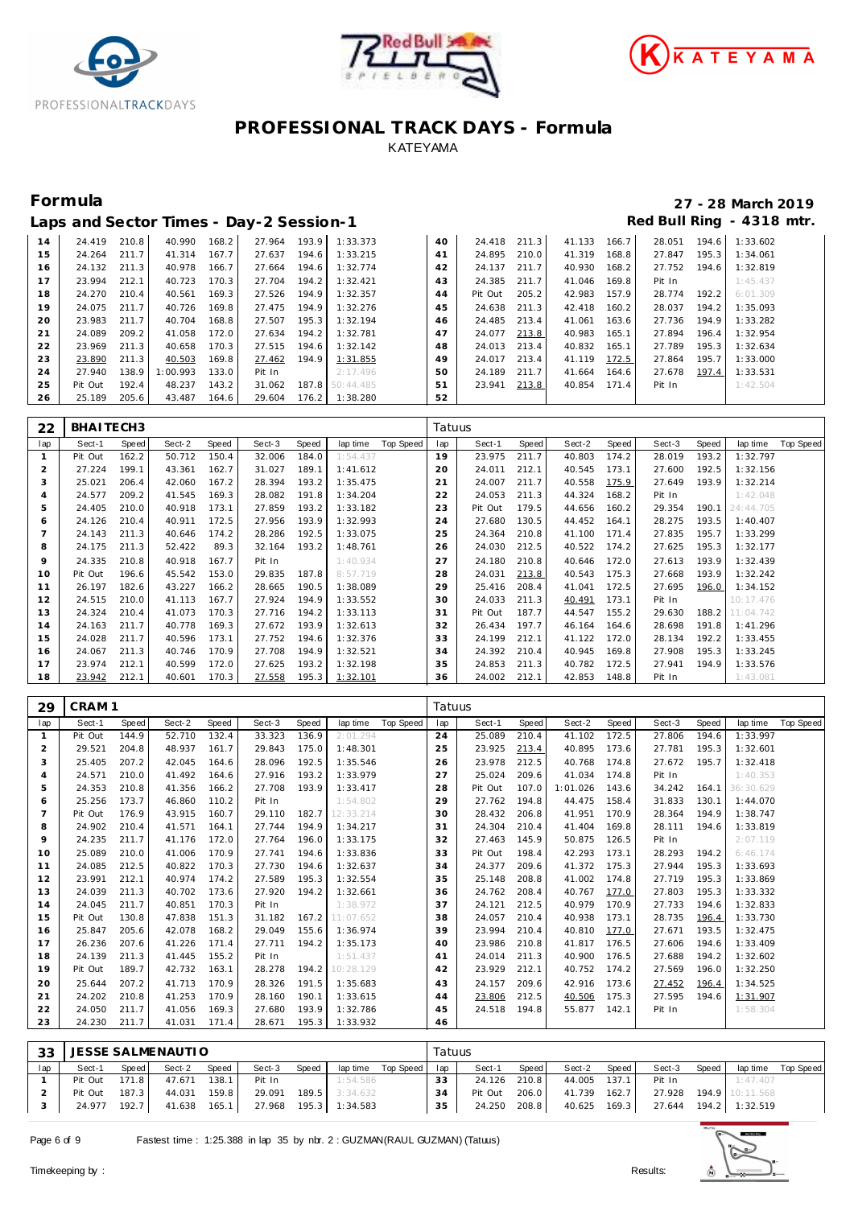# PROFESSIONAL TRACK DAYS - Formula

KATEYAMA

## Formula

**27 - 28 March 2019**

### Laps and Sector Times - Day-2 Session-1

**Red Bull Ring - 4318 mtr.**

| lap | Sect-1 | Speed | Sect-2 | Speed | Sect-3 | Speed | lap time | Top Speed | lap | Sect-1 | Speed | Sect-2 | Speed | Sect-3 | Speed | lap time | Top Speed |
|---|---|---|---|---|---|---|---|---|---|---|---|---|---|---|---|---|---|
| 14 | 24.419 | 210.8 | 40.990 | 168.2 | 27.964 | 193.9 | 1:33.373 | | 40 | 24.418 | 211.3 | 41.133 | 166.7 | 28.051 | 194.6 | 1:33.602 | |
| 15 | 24.264 | 211.7 | 41.314 | 167.7 | 27.637 | 194.6 | 1:33.215 | | 41 | 24.895 | 210.0 | 41.319 | 168.8 | 27.847 | 195.3 | 1:34.061 | |
| 16 | 24.132 | 211.3 | 40.978 | 166.7 | 27.664 | 194.6 | 1:32.774 | | 42 | 24.137 | 211.7 | 40.930 | 168.2 | 27.752 | 194.6 | 1:32.819 | |
| 17 | 23.994 | 212.1 | 40.723 | 170.3 | 27.704 | 194.2 | 1:32.421 | | 43 | 24.385 | 211.7 | 41.046 | 169.8 | Pit In | | 1:45.437 | |
| 18 | 24.270 | 210.4 | 40.561 | 169.3 | 27.526 | 194.9 | 1:32.357 | | 44 | Pit Out | 205.2 | 42.983 | 157.9 | 28.774 | 192.2 | 6:01.309 | |
| 19 | 24.075 | 211.7 | 40.726 | 169.8 | 27.475 | 194.9 | 1:32.276 | | 45 | 24.638 | 211.3 | 42.418 | 160.2 | 28.037 | 194.2 | 1:35.093 | |
| 20 | 23.983 | 211.7 | 40.704 | 168.8 | 27.507 | 195.3 | 1:32.194 | | 46 | 24.485 | 213.4 | 41.061 | 163.6 | 27.736 | 194.9 | 1:33.282 | |
| 21 | 24.089 | 209.2 | 41.058 | 172.0 | 27.634 | 194.2 | 1:32.781 | | 47 | 24.077 | 213.8 | 40.983 | 165.1 | 27.894 | 196.4 | 1:32.954 | |
| 22 | 23.969 | 211.3 | 40.658 | 170.3 | 27.515 | 194.6 | 1:32.142 | | 48 | 24.013 | 213.4 | 40.832 | 165.1 | 27.789 | 195.3 | 1:32.634 | |
| 23 | 23.890 | 211.3 | 40.503 | 169.8 | 27.462 | 194.9 | 1:31.855 | | 49 | 24.017 | 213.4 | 41.119 | 172.5 | 27.864 | 195.7 | 1:33.000 | |
| 24 | 27.940 | 138.9 | 1:00.993 | 133.0 | Pit In | | 2:17.496 | | 50 | 24.189 | 211.7 | 41.664 | 164.6 | 27.678 | 197.4 | 1:33.531 | |
| 25 | Pit Out | 192.4 | 48.237 | 143.2 | 31.062 | 187.8 | 50:44.485 | | 51 | 23.941 | 213.8 | 40.854 | 171.4 | Pit In | | 1:42.504 | |
| 26 | 25.189 | 205.6 | 43.487 | 164.6 | 29.604 | 176.2 | 1:38.280 | | 52 | | | | | | | | |

**22 BHAITECH3** — Tatuus

| lap | Sect-1 | Speed | Sect-2 | Speed | Sect-3 | Speed | lap time | Top Speed | lap | Sect-1 | Speed | Sect-2 | Speed | Sect-3 | Speed | lap time | Top Speed |
|---|---|---|---|---|---|---|---|---|---|---|---|---|---|---|---|---|---|
| 1 | Pit Out | 162.2 | 50.712 | 150.4 | 32.006 | 184.0 | 1:54.437 | | 19 | 23.975 | 211.7 | 40.803 | 174.2 | 28.019 | 193.2 | 1:32.797 | |
| 2 | 27.224 | 199.1 | 43.361 | 162.7 | 31.027 | 189.1 | 1:41.612 | | 20 | 24.011 | 212.1 | 40.545 | 173.1 | 27.600 | 192.5 | 1:32.156 | |
| 3 | 25.021 | 206.4 | 42.060 | 167.2 | 28.394 | 193.2 | 1:35.475 | | 21 | 24.007 | 211.7 | 40.558 | 175.9 | 27.649 | 193.9 | 1:32.214 | |
| 4 | 24.577 | 209.2 | 41.545 | 169.3 | 28.082 | 191.8 | 1:34.204 | | 22 | 24.053 | 211.3 | 44.324 | 168.2 | Pit In | | 1:42.048 | |
| 5 | 24.405 | 210.0 | 40.918 | 173.1 | 27.859 | 193.2 | 1:33.182 | | 23 | Pit Out | 179.5 | 44.656 | 160.2 | 29.354 | 190.1 | 24:44.705 | |
| 6 | 24.126 | 210.4 | 40.911 | 172.5 | 27.956 | 193.9 | 1:32.993 | | 24 | 27.680 | 130.5 | 44.452 | 164.1 | 28.275 | 193.5 | 1:40.407 | |
| 7 | 24.143 | 211.3 | 40.646 | 174.2 | 28.286 | 192.5 | 1:33.075 | | 25 | 24.364 | 210.8 | 41.100 | 171.4 | 27.835 | 195.7 | 1:33.299 | |
| 8 | 24.175 | 211.3 | 52.422 | 89.3 | 32.164 | 193.2 | 1:48.761 | | 26 | 24.030 | 212.5 | 40.522 | 174.2 | 27.625 | 195.3 | 1:32.177 | |
| 9 | 24.335 | 210.8 | 40.918 | 167.7 | Pit In | | 1:40.934 | | 27 | 24.180 | 210.8 | 40.646 | 172.0 | 27.613 | 193.9 | 1:32.439 | |
| 10 | Pit Out | 196.6 | 45.542 | 153.0 | 29.835 | 187.8 | 8:57.719 | | 28 | 24.031 | 213.8 | 40.543 | 175.3 | 27.668 | 193.9 | 1:32.242 | |
| 11 | 26.197 | 182.6 | 43.227 | 166.2 | 28.665 | 190.5 | 1:38.089 | | 29 | 25.416 | 208.4 | 41.041 | 172.5 | 27.695 | 196.0 | 1:34.152 | |
| 12 | 24.515 | 210.0 | 41.113 | 167.7 | 27.924 | 194.9 | 1:33.552 | | 30 | 24.033 | 211.3 | 40.491 | 173.1 | Pit In | | 10:17.476 | |
| 13 | 24.324 | 210.4 | 41.073 | 170.3 | 27.716 | 194.2 | 1:33.113 | | 31 | Pit Out | 187.7 | 44.547 | 155.2 | 29.630 | 188.2 | 11:04.742 | |
| 14 | 24.163 | 211.7 | 40.778 | 169.3 | 27.672 | 193.9 | 1:32.613 | | 32 | 26.434 | 197.7 | 46.164 | 164.6 | 28.698 | 191.8 | 1:41.296 | |
| 15 | 24.028 | 211.7 | 40.596 | 173.1 | 27.752 | 194.6 | 1:32.376 | | 33 | 24.199 | 212.1 | 41.122 | 172.0 | 28.134 | 192.2 | 1:33.455 | |
| 16 | 24.067 | 211.3 | 40.746 | 170.9 | 27.708 | 194.9 | 1:32.521 | | 34 | 24.392 | 210.4 | 40.945 | 169.8 | 27.908 | 195.3 | 1:33.245 | |
| 17 | 23.974 | 212.1 | 40.599 | 172.0 | 27.625 | 193.2 | 1:32.198 | | 35 | 24.853 | 211.3 | 40.782 | 172.5 | 27.941 | 194.9 | 1:33.576 | |
| 18 | 23.942 | 212.1 | 40.601 | 170.3 | 27.558 | 195.3 | 1:32.101 | | 36 | 24.002 | 212.1 | 42.853 | 148.8 | Pit In | | 1:43.081 | |

**29 CRAM1** — Tatuus

| lap | Sect-1 | Speed | Sect-2 | Speed | Sect-3 | Speed | lap time | Top Speed | lap | Sect-1 | Speed | Sect-2 | Speed | Sect-3 | Speed | lap time | Top Speed |
|---|---|---|---|---|---|---|---|---|---|---|---|---|---|---|---|---|---|
| 1 | Pit Out | 144.9 | 52.710 | 132.4 | 33.323 | 136.9 | 2:01.294 | | 24 | 25.089 | 210.4 | 41.102 | 172.5 | 27.806 | 194.6 | 1:33.997 | |
| 2 | 29.521 | 204.8 | 48.937 | 161.7 | 29.843 | 175.0 | 1:48.301 | | 25 | 23.925 | 213.4 | 40.895 | 173.6 | 27.781 | 195.3 | 1:32.601 | |
| 3 | 25.405 | 207.2 | 42.045 | 164.6 | 28.096 | 192.5 | 1:35.546 | | 26 | 23.978 | 212.5 | 40.768 | 174.8 | 27.672 | 195.7 | 1:32.418 | |
| 4 | 24.571 | 210.0 | 41.492 | 164.6 | 27.916 | 193.2 | 1:33.979 | | 27 | 25.024 | 209.6 | 41.034 | 174.8 | Pit In | | 1:40.353 | |
| 5 | 24.353 | 210.8 | 41.356 | 166.2 | 27.708 | 193.9 | 1:33.417 | | 28 | Pit Out | 107.0 | 1:01.026 | 143.6 | 34.242 | 164.1 | 36:30.629 | |
| 6 | 25.256 | 173.7 | 46.860 | 110.2 | Pit In | | 1:54.802 | | 29 | 27.762 | 194.8 | 44.475 | 158.4 | 31.833 | 130.1 | 1:44.070 | |
| 7 | Pit Out | 176.9 | 43.915 | 160.7 | 29.110 | 182.7 | 12:33.214 | | 30 | 28.432 | 206.8 | 41.951 | 170.9 | 28.364 | 194.9 | 1:38.747 | |
| 8 | 24.902 | 210.4 | 41.571 | 164.1 | 27.744 | 194.9 | 1:34.217 | | 31 | 24.304 | 210.4 | 41.404 | 169.8 | 28.111 | 194.6 | 1:33.819 | |
| 9 | 24.235 | 211.7 | 41.176 | 172.0 | 27.764 | 196.0 | 1:33.175 | | 32 | 27.463 | 145.9 | 50.875 | 126.5 | Pit In | | 2:07.119 | |
| 10 | 25.089 | 210.0 | 41.006 | 170.9 | 27.741 | 194.6 | 1:33.836 | | 33 | Pit Out | 198.4 | 42.293 | 173.1 | 28.293 | 194.2 | 6:46.174 | |
| 11 | 24.085 | 212.5 | 40.822 | 170.3 | 27.730 | 194.6 | 1:32.637 | | 34 | 24.377 | 209.6 | 41.372 | 175.3 | 27.944 | 195.3 | 1:33.693 | |
| 12 | 23.991 | 212.1 | 40.974 | 174.2 | 27.589 | 195.3 | 1:32.554 | | 35 | 25.148 | 208.8 | 41.002 | 174.8 | 27.719 | 195.3 | 1:33.869 | |
| 13 | 24.039 | 211.3 | 40.702 | 173.6 | 27.920 | 194.2 | 1:32.661 | | 36 | 24.762 | 208.4 | 40.767 | 177.0 | 27.803 | 195.3 | 1:33.332 | |
| 14 | 24.045 | 211.7 | 40.851 | 170.3 | Pit In | | 1:38.972 | | 37 | 24.121 | 212.5 | 40.979 | 170.9 | 27.733 | 194.6 | 1:32.833 | |
| 15 | Pit Out | 130.8 | 47.838 | 151.3 | 31.182 | 167.2 | 11:07.652 | | 38 | 24.057 | 210.4 | 40.938 | 173.1 | 28.735 | 196.4 | 1:33.730 | |
| 16 | 25.847 | 205.6 | 42.078 | 168.2 | 29.049 | 155.6 | 1:36.974 | | 39 | 23.994 | 210.4 | 40.810 | 177.0 | 27.671 | 193.5 | 1:32.475 | |
| 17 | 26.236 | 207.6 | 41.226 | 171.4 | 27.711 | 194.2 | 1:35.173 | | 40 | 23.986 | 210.8 | 41.817 | 176.5 | 27.606 | 194.6 | 1:33.409 | |
| 18 | 24.139 | 211.3 | 41.445 | 155.2 | Pit In | | 1:51.437 | | 41 | 24.014 | 211.3 | 40.900 | 176.5 | 27.688 | 194.2 | 1:32.602 | |
| 19 | Pit Out | 189.7 | 42.732 | 163.1 | 28.278 | 194.2 | 10:28.129 | | 42 | 23.929 | 212.1 | 40.752 | 174.2 | 27.569 | 196.0 | 1:32.250 | |
| 20 | 25.644 | 207.2 | 41.713 | 170.9 | 28.326 | 191.5 | 1:35.683 | | 43 | 24.157 | 209.6 | 42.916 | 173.6 | 27.452 | 196.4 | 1:34.525 | |
| 21 | 24.202 | 210.8 | 41.253 | 170.9 | 28.160 | 190.1 | 1:33.615 | | 44 | 23.806 | 212.5 | 40.506 | 175.3 | 27.595 | 194.6 | 1:31.907 | |
| 22 | 24.050 | 211.7 | 41.056 | 169.3 | 27.680 | 193.9 | 1:32.786 | | 45 | 24.518 | 194.8 | 55.877 | 142.1 | Pit In | | 1:58.304 | |
| 23 | 24.230 | 211.7 | 41.031 | 171.4 | 28.671 | 195.3 | 1:33.932 | | 46 | | | | | | | | |

**33 JESSE SALMENAUTIO** — Tatuus

| lap | Sect-1 | Speed | Sect-2 | Speed | Sect-3 | Speed | lap time | Top Speed | lap | Sect-1 | Speed | Sect-2 | Speed | Sect-3 | Speed | lap time | Top Speed |
|---|---|---|---|---|---|---|---|---|---|---|---|---|---|---|---|---|---|
| 1 | Pit Out | 171.8 | 47.671 | 138.1 | Pit In | | 1:54.586 | | 33 | 24.126 | 210.8 | 44.005 | 137.1 | Pit In | | 1:47.407 | |
| 2 | Pit Out | 187.3 | 44.031 | 159.8 | 29.091 | 189.5 | 3:34.632 | | 34 | Pit Out | 206.0 | 41.739 | 162.7 | 27.928 | 194.9 | 10:11.568 | |
| 3 | 24.977 | 192.7 | 41.638 | 165.1 | 27.968 | 195.3 | 1:34.583 | | 35 | 24.250 | 208.8 | 40.625 | 169.3 | 27.644 | 194.2 | 1:32.519 | |

Fastest time : 1:25.388 in lap 35 by nbr. 2 : GUZMAN(RAUL GUZMAN) (Tatuus)

Timekeeping by : Results: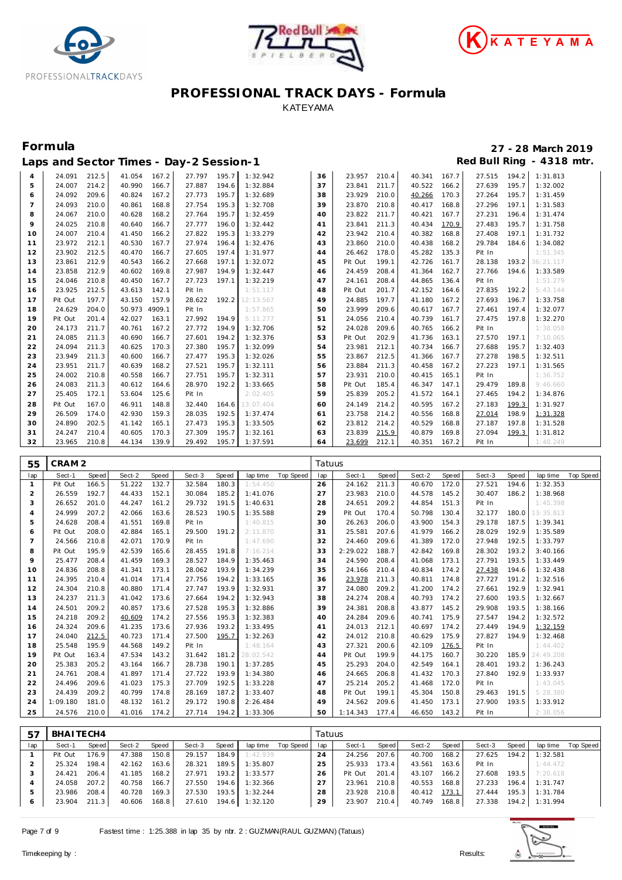# PROFESSIONAL TRACK DAYS - Formula

KATEYAMA

## Formula

**27 - 28 March 2019**

### Laps and Sector Times - Day-2 Session-1

**Red Bull Ring - 4318 mtr.**

| lap | Sect-1 | Speed | Sect-2 | Speed | Sect-3 | Speed | lap time | lap | Sect-1 | Speed | Sect-2 | Speed | Sect-3 | Speed | lap time |
|---|---|---|---|---|---|---|---|---|---|---|---|---|---|---|---|
| 4 | 24.091 | 212.5 | 41.054 | 167.2 | 27.797 | 195.7 | 1:32.942 | 36 | 23.957 | 210.4 | 40.341 | 167.7 | 27.515 | 194.2 | 1:31.813 |
| 5 | 24.007 | 214.2 | 40.990 | 166.7 | 27.887 | 194.6 | 1:32.884 | 37 | 23.841 | 211.7 | 40.522 | 166.2 | 27.639 | 195.7 | 1:32.002 |
| 6 | 24.092 | 209.6 | 40.824 | 167.2 | 27.773 | 195.7 | 1:32.689 | 38 | 23.929 | 210.0 | 40.266 | 170.3 | 27.264 | 195.7 | 1:31.459 |
| 7 | 24.093 | 210.0 | 40.861 | 168.8 | 27.754 | 195.3 | 1:32.708 | 39 | 23.870 | 210.8 | 40.417 | 168.8 | 27.296 | 197.1 | 1:31.583 |
| 8 | 24.067 | 210.0 | 40.628 | 168.2 | 27.764 | 195.7 | 1:32.459 | 40 | 23.822 | 211.7 | 40.421 | 167.7 | 27.231 | 196.4 | 1:31.474 |
| 9 | 24.025 | 210.8 | 40.640 | 166.7 | 27.777 | 196.0 | 1:32.442 | 41 | 23.841 | 211.3 | 40.434 | 170.9 | 27.483 | 195.7 | 1:31.758 |
| 10 | 24.007 | 210.4 | 41.450 | 166.2 | 27.822 | 195.3 | 1:33.279 | 42 | 23.942 | 210.4 | 40.382 | 168.8 | 27.408 | 197.1 | 1:31.732 |
| 11 | 23.972 | 212.1 | 40.530 | 167.7 | 27.974 | 196.4 | 1:32.476 | 43 | 23.860 | 210.0 | 40.438 | 168.2 | 29.784 | 184.6 | 1:34.082 |
| 12 | 23.902 | 212.5 | 40.470 | 166.7 | 27.605 | 197.4 | 1:31.977 | 44 | 26.462 | 178.0 | 45.282 | 135.3 | Pit In | | 1:51.345 |
| 13 | 23.861 | 212.9 | 40.543 | 166.2 | 27.668 | 197.1 | 1:32.072 | 45 | Pit Out | 199.1 | 42.726 | 161.7 | 28.138 | 193.2 | 36:21.117 |
| 14 | 23.858 | 212.9 | 40.602 | 169.8 | 27.987 | 194.9 | 1:32.447 | 46 | 24.459 | 208.4 | 41.364 | 162.7 | 27.766 | 194.6 | 1:33.589 |
| 15 | 24.046 | 210.8 | 40.450 | 167.7 | 27.723 | 197.1 | 1:32.219 | 47 | 24.161 | 208.4 | 44.865 | 136.4 | Pit In | | 1:51.279 |
| 16 | 23.925 | 212.5 | 43.613 | 142.1 | Pit In | | 1:51.117 | 48 | Pit Out | 201.7 | 42.152 | 164.6 | 27.835 | 192.2 | 5:43.144 |
| 17 | Pit Out | 197.7 | 43.150 | 157.9 | 28.622 | 192.2 | 12:13.567 | 49 | 24.885 | 197.7 | 41.180 | 167.2 | 27.693 | 196.7 | 1:33.758 |
| 18 | 24.629 | 204.0 | 50.973 | 4909.1 | Pit In | | 1:57.865 | 50 | 23.999 | 209.6 | 40.617 | 167.7 | 27.461 | 197.4 | 1:32.077 |
| 19 | Pit Out | 201.4 | 42.027 | 163.1 | 27.992 | 194.9 | 5:11.277 | 51 | 24.056 | 210.4 | 40.739 | 161.7 | 27.475 | 197.8 | 1:32.270 |
| 20 | 24.173 | 211.7 | 40.761 | 167.2 | 27.772 | 194.9 | 1:32.706 | 52 | 24.028 | 209.6 | 40.765 | 166.2 | Pit In | | 1:38.058 |
| 21 | 24.085 | 211.3 | 40.690 | 166.7 | 27.601 | 194.2 | 1:32.376 | 53 | Pit Out | 202.9 | 41.736 | 163.1 | 27.570 | 197.1 | 7:10.065 |
| 22 | 24.094 | 211.3 | 40.625 | 170.3 | 27.380 | 195.7 | 1:32.099 | 54 | 23.981 | 212.1 | 40.734 | 166.7 | 27.688 | 195.7 | 1:32.403 |
| 23 | 23.949 | 211.3 | 40.600 | 166.7 | 27.477 | 195.3 | 1:32.026 | 55 | 23.867 | 212.5 | 41.366 | 167.7 | 27.278 | 198.5 | 1:32.511 |
| 24 | 23.951 | 211.7 | 40.639 | 168.2 | 27.521 | 195.7 | 1:32.111 | 56 | 23.884 | 211.3 | 40.458 | 167.2 | 27.223 | 197.1 | 1:31.565 |
| 25 | 24.002 | 210.8 | 40.558 | 166.7 | 27.751 | 195.7 | 1:32.311 | 57 | 23.931 | 210.0 | 40.415 | 165.1 | Pit In | | 1:36.752 |
| 26 | 24.083 | 211.3 | 40.612 | 164.6 | 28.970 | 192.2 | 1:33.665 | 58 | Pit Out | 185.4 | 46.347 | 147.1 | 29.479 | 189.8 | 9:46.660 |
| 27 | 25.405 | 172.1 | 53.604 | 125.6 | Pit In | | 2:02.405 | 59 | 25.839 | 205.2 | 41.572 | 164.1 | 27.465 | 194.2 | 1:34.876 |
| 28 | Pit Out | 167.0 | 46.911 | 148.8 | 32.440 | 164.6 | 13:07.404 | 60 | 24.149 | 214.2 | 40.595 | 167.2 | 27.183 | 199.3 | 1:31.927 |
| 29 | 26.509 | 174.0 | 42.930 | 159.3 | 28.035 | 192.5 | 1:37.474 | 61 | 23.758 | 214.2 | 40.556 | 168.8 | 27.014 | 198.9 | 1:31.328 |
| 30 | 24.890 | 202.5 | 41.142 | 165.1 | 27.473 | 195.3 | 1:33.505 | 62 | 23.812 | 214.2 | 40.529 | 168.8 | 27.187 | 197.8 | 1:31.528 |
| 31 | 24.247 | 210.4 | 40.605 | 170.3 | 27.309 | 195.7 | 1:32.161 | 63 | 23.839 | 215.9 | 40.879 | 169.8 | 27.094 | 199.3 | 1:31.812 |
| 32 | 23.965 | 210.8 | 44.134 | 139.9 | 29.492 | 195.7 | 1:37.591 | 64 | 23.699 | 212.1 | 40.351 | 167.2 | Pit In | | 1:40.249 |

### 55 CRAM 2 — Tatuus

| lap | Sect-1 | Speed | Sect-2 | Speed | Sect-3 | Speed | lap time | Top Speed | lap | Sect-1 | Speed | Sect-2 | Speed | Sect-3 | Speed | lap time | Top Speed |
|---|---|---|---|---|---|---|---|---|---|---|---|---|---|---|---|---|---|
| 1 | Pit Out | 166.5 | 51.222 | 132.7 | 32.584 | 180.3 | 1:54.450 | | 26 | 24.162 | 211.3 | 40.670 | 172.0 | 27.521 | 194.6 | 1:32.353 | |
| 2 | 26.559 | 192.7 | 44.433 | 152.1 | 30.084 | 185.2 | 1:41.076 | | 27 | 23.983 | 210.0 | 44.578 | 145.2 | 30.407 | 186.2 | 1:38.968 | |
| 3 | 26.652 | 201.0 | 44.247 | 161.2 | 29.732 | 191.5 | 1:40.631 | | 28 | 24.651 | 209.2 | 44.854 | 151.3 | Pit In | | 1:45.398 | |
| 4 | 24.999 | 207.2 | 42.066 | 163.6 | 28.523 | 190.5 | 1:35.588 | | 29 | Pit Out | 170.4 | 50.798 | 130.4 | 32.177 | 180.0 | 13:35.813 | |
| 5 | 24.628 | 208.4 | 41.551 | 169.8 | Pit In | | 1:40.815 | | 30 | 26.263 | 206.0 | 43.900 | 154.3 | 29.178 | 187.5 | 1:39.341 | |
| 6 | Pit Out | 208.0 | 42.884 | 165.1 | 29.500 | 191.2 | 2:11.870 | | 31 | 25.581 | 207.6 | 41.979 | 166.2 | 28.029 | 192.9 | 1:35.589 | |
| 7 | 24.566 | 210.8 | 42.071 | 170.9 | Pit In | | 1:47.690 | | 32 | 24.460 | 209.6 | 41.389 | 172.0 | 27.948 | 192.5 | 1:33.797 | |
| 8 | Pit Out | 195.9 | 42.539 | 165.6 | 28.455 | 191.8 | 7:16.214 | | 33 | 2:29.022 | 188.7 | 42.842 | 169.8 | 28.302 | 193.2 | 3:40.166 | |
| 9 | 25.477 | 208.4 | 41.459 | 169.3 | 28.527 | 184.9 | 1:35.463 | | 34 | 24.590 | 208.4 | 41.068 | 173.1 | 27.791 | 193.5 | 1:33.449 | |
| 10 | 24.836 | 208.8 | 41.341 | 173.1 | 28.062 | 193.9 | 1:34.239 | | 35 | 24.166 | 210.4 | 40.834 | 174.2 | 27.438 | 194.6 | 1:32.438 | |
| 11 | 24.395 | 210.4 | 41.014 | 171.4 | 27.756 | 194.2 | 1:33.165 | | 36 | 23.978 | 211.3 | 40.811 | 174.8 | 27.727 | 191.2 | 1:32.516 | |
| 12 | 24.304 | 210.8 | 40.880 | 171.4 | 27.747 | 193.9 | 1:32.931 | | 37 | 24.080 | 209.2 | 41.200 | 174.2 | 27.661 | 192.9 | 1:32.941 | |
| 13 | 24.237 | 211.3 | 41.042 | 173.6 | 27.664 | 194.2 | 1:32.943 | | 38 | 24.274 | 208.4 | 40.793 | 174.2 | 27.600 | 193.5 | 1:32.667 | |
| 14 | 24.501 | 209.2 | 40.857 | 173.6 | 27.528 | 195.3 | 1:32.886 | | 39 | 24.381 | 208.8 | 43.877 | 145.2 | 29.908 | 193.5 | 1:38.166 | |
| 15 | 24.218 | 209.2 | 40.609 | 174.2 | 27.556 | 195.3 | 1:32.383 | | 40 | 24.284 | 209.6 | 40.741 | 175.9 | 27.547 | 194.2 | 1:32.572 | |
| 16 | 24.324 | 209.6 | 41.235 | 173.6 | 27.936 | 193.2 | 1:33.495 | | 41 | 24.013 | 212.1 | 40.697 | 174.2 | 27.449 | 194.9 | 1:32.159 | |
| 17 | 24.040 | 212.5 | 40.723 | 171.4 | 27.500 | 195.7 | 1:32.263 | | 42 | 24.012 | 210.8 | 40.629 | 175.9 | 27.827 | 194.9 | 1:32.468 | |
| 18 | 25.548 | 195.9 | 44.568 | 149.2 | Pit In | | 1:48.164 | | 43 | 27.321 | 200.6 | 42.109 | 176.5 | Pit In | | 1:44.402 | |
| 19 | Pit Out | 163.4 | 47.534 | 143.2 | 31.642 | 181.2 | 28:02.542 | | 44 | Pit Out | 199.9 | 44.175 | 160.7 | 30.220 | 185.9 | 24:49.208 | |
| 20 | 25.383 | 205.2 | 43.164 | 166.7 | 28.738 | 190.1 | 1:37.285 | | 45 | 25.293 | 204.0 | 42.549 | 164.1 | 28.401 | 193.2 | 1:36.243 | |
| 21 | 24.761 | 208.4 | 41.897 | 171.4 | 27.722 | 193.9 | 1:34.380 | | 46 | 24.665 | 206.8 | 41.432 | 170.3 | 27.840 | 192.9 | 1:33.937 | |
| 22 | 24.496 | 209.6 | 41.023 | 175.3 | 27.709 | 192.5 | 1:33.228 | | 47 | 25.214 | 205.2 | 41.468 | 172.0 | Pit In | | 1:43.045 | |
| 23 | 24.439 | 209.2 | 40.799 | 174.8 | 28.169 | 187.2 | 1:33.407 | | 48 | Pit Out | 199.1 | 45.304 | 150.8 | 29.463 | 191.5 | 5:28.380 | |
| 24 | 1:09.180 | 181.0 | 48.132 | 161.2 | 29.172 | 190.8 | 2:26.484 | | 49 | 24.562 | 209.6 | 41.450 | 173.1 | 27.900 | 193.5 | 1:33.912 | |
| 25 | 24.576 | 210.0 | 41.016 | 174.2 | 27.714 | 194.2 | 1:33.306 | | 50 | 1:14.343 | 177.4 | 46.650 | 143.2 | Pit In | | 2:38.056 | |

### 57 BHAITECH4 — Tatuus

| lap | Sect-1 | Speed | Sect-2 | Speed | Sect-3 | Speed | lap time | Top Speed | lap | Sect-1 | Speed | Sect-2 | Speed | Sect-3 | Speed | lap time | Top Speed |
|---|---|---|---|---|---|---|---|---|---|---|---|---|---|---|---|---|---|
| 1 | Pit Out | 176.9 | 47.388 | 150.8 | 29.157 | 184.9 | 1:42.939 | | 24 | 24.256 | 207.6 | 40.700 | 168.2 | 27.625 | 194.2 | 1:32.581 | |
| 2 | 25.324 | 198.4 | 42.162 | 163.6 | 28.321 | 189.5 | 1:35.807 | | 25 | 25.933 | 173.4 | 43.561 | 163.6 | Pit In | | 1:44.472 | |
| 3 | 24.421 | 206.4 | 41.185 | 168.2 | 27.971 | 193.2 | 1:33.577 | | 26 | Pit Out | 201.4 | 43.107 | 166.2 | 27.608 | 193.5 | 7:20.618 | |
| 4 | 24.058 | 207.2 | 40.758 | 166.7 | 27.550 | 194.6 | 1:32.366 | | 27 | 23.961 | 210.8 | 40.553 | 168.8 | 27.233 | 196.4 | 1:31.747 | |
| 5 | 23.986 | 208.4 | 40.728 | 169.3 | 27.530 | 193.5 | 1:32.244 | | 28 | 23.928 | 210.8 | 40.412 | 173.1 | 27.444 | 195.3 | 1:31.784 | |
| 6 | 23.904 | 211.3 | 40.606 | 168.8 | 27.610 | 194.6 | 1:32.120 | | 29 | 23.907 | 210.4 | 40.749 | 168.8 | 27.338 | 194.2 | 1:31.994 | |

Fastest time : 1:25.388 in lap 35 by nbr. 2 : GUZMAN(RAUL GUZMAN) (Tatuus)

Timekeeping by : Results: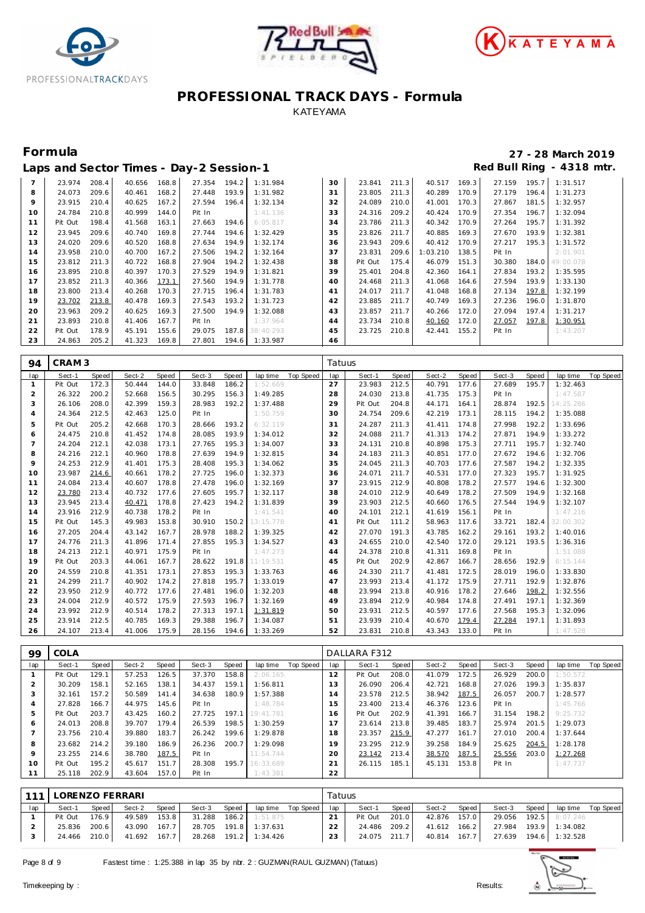# PROFESSIONAL TRACK DAYS - Formula

KATEYAMA

## Formula

**27 - 28 March 2019**

### Laps and Sector Times - Day-2 Session-1

**Red Bull Ring - 4318 mtr.**

| lap | Sect-1 | Speed | Sect-2 | Speed | Sect-3 | Speed | lap time | Top Speed | lap | Sect-1 | Speed | Sect-2 | Speed | Sect-3 | Speed | lap time | Top Speed |
|---|---|---|---|---|---|---|---|---|---|---|---|---|---|---|---|---|---|
| 7 | 23.974 | 208.4 | 40.656 | 168.8 | 27.354 | 194.2 | 1:31.984 | | 30 | 23.841 | 211.3 | 40.517 | 169.3 | 27.159 | 195.7 | 1:31.517 | |
| 8 | 24.073 | 209.6 | 40.461 | 168.2 | 27.448 | 193.9 | 1:31.982 | | 31 | 23.805 | 211.3 | 40.289 | 170.9 | 27.179 | 196.4 | 1:31.273 | |
| 9 | 23.915 | 210.4 | 40.625 | 167.2 | 27.594 | 196.4 | 1:32.134 | | 32 | 24.089 | 210.0 | 41.001 | 170.3 | 27.867 | 181.5 | 1:32.957 | |
| 10 | 24.784 | 210.8 | 40.999 | 144.0 | Pit In | | 1:41.136 | | 33 | 24.316 | 209.2 | 40.424 | 170.9 | 27.354 | 196.7 | 1:32.094 | |
| 11 | Pit Out | 198.4 | 41.568 | 163.1 | 27.663 | 194.6 | 6:05.817 | | 34 | 23.786 | 211.3 | 40.342 | 170.9 | 27.264 | 195.7 | 1:31.392 | |
| 12 | 23.945 | 209.6 | 40.740 | 169.8 | 27.744 | 194.6 | 1:32.429 | | 35 | 23.826 | 211.7 | 40.885 | 169.3 | 27.670 | 193.9 | 1:32.381 | |
| 13 | 24.020 | 209.6 | 40.520 | 168.8 | 27.634 | 194.9 | 1:32.174 | | 36 | 23.943 | 209.6 | 40.412 | 170.9 | 27.217 | 195.3 | 1:31.572 | |
| 14 | 23.958 | 210.0 | 40.700 | 167.2 | 27.506 | 194.2 | 1:32.164 | | 37 | 23.831 | 209.6 | 1:03.210 | 138.5 | Pit In | | 2:01.901 | |
| 15 | 23.812 | 211.3 | 40.722 | 168.8 | 27.904 | 194.2 | 1:32.438 | | 38 | Pit Out | 175.4 | 46.079 | 151.3 | 30.380 | 184.0 | 49:00.078 | |
| 16 | 23.895 | 210.8 | 40.397 | 170.3 | 27.529 | 194.9 | 1:31.821 | | 39 | 25.401 | 204.8 | 42.360 | 164.1 | 27.834 | 193.2 | 1:35.595 | |
| 17 | 23.852 | 211.3 | 40.366 | 173.1 | 27.560 | 194.9 | 1:31.778 | | 40 | 24.468 | 211.3 | 41.068 | 164.6 | 27.594 | 193.9 | 1:33.130 | |
| 18 | 23.800 | 213.4 | 40.268 | 170.3 | 27.715 | 196.4 | 1:31.783 | | 41 | 24.017 | 211.7 | 41.048 | 168.8 | 27.134 | 197.8 | 1:32.199 | |
| 19 | 23.702 | 213.8 | 40.478 | 169.3 | 27.543 | 193.2 | 1:31.723 | | 42 | 23.885 | 211.7 | 40.749 | 169.3 | 27.236 | 196.0 | 1:31.870 | |
| 20 | 23.963 | 209.2 | 40.625 | 169.3 | 27.500 | 194.9 | 1:32.088 | | 43 | 23.857 | 211.7 | 40.266 | 172.0 | 27.094 | 197.4 | 1:31.217 | |
| 21 | 23.893 | 210.8 | 41.406 | 167.7 | Pit In | | 1:37.964 | | 44 | 23.734 | 210.8 | 40.160 | 172.0 | 27.057 | 197.8 | 1:30.951 | |
| 22 | Pit Out | 178.9 | 45.191 | 155.6 | 29.075 | 187.8 | 38:40.293 | | 45 | 23.725 | 210.8 | 42.441 | 155.2 | Pit In | | 1:43.207 | |
| 23 | 24.863 | 205.2 | 41.323 | 169.8 | 27.801 | 194.6 | 1:33.987 | | 46 | | | | | | | | |

| 94 | CRAM 3 | | | | | | | | Tatuus | | | | | | | | |
|---|---|---|---|---|---|---|---|---|---|---|---|---|---|---|---|---|---|
| lap | Sect-1 | Speed | Sect-2 | Speed | Sect-3 | Speed | lap time | Top Speed | lap | Sect-1 | Speed | Sect-2 | Speed | Sect-3 | Speed | lap time | Top Speed |
| 1 | Pit Out | 172.3 | 50.444 | 144.0 | 33.848 | 186.2 | 1:52.669 | | 27 | 23.983 | 212.5 | 40.791 | 177.6 | 27.689 | 195.7 | 1:32.463 | |
| 2 | 26.322 | 200.2 | 52.668 | 156.5 | 30.295 | 156.3 | 1:49.285 | | 28 | 24.030 | 213.8 | 41.735 | 175.3 | Pit In | | 1:47.587 | |
| 3 | 26.106 | 208.0 | 42.399 | 159.3 | 28.983 | 192.2 | 1:37.488 | | 29 | Pit Out | 204.8 | 44.171 | 164.1 | 28.874 | 192.5 | 14:25.286 | |
| 4 | 24.364 | 212.5 | 42.463 | 125.0 | Pit In | | 1:50.759 | | 30 | 24.754 | 209.6 | 42.219 | 173.1 | 28.115 | 194.2 | 1:35.088 | |
| 5 | Pit Out | 205.2 | 42.668 | 170.3 | 28.666 | 193.2 | 6:32.119 | | 31 | 24.287 | 211.3 | 41.411 | 174.8 | 27.998 | 192.2 | 1:33.696 | |
| 6 | 24.475 | 210.8 | 41.452 | 174.8 | 28.085 | 193.9 | 1:34.012 | | 32 | 24.088 | 211.7 | 41.313 | 174.2 | 27.871 | 194.9 | 1:33.272 | |
| 7 | 24.204 | 212.1 | 42.038 | 173.1 | 27.765 | 195.3 | 1:34.007 | | 33 | 24.131 | 210.8 | 40.898 | 175.3 | 27.711 | 195.7 | 1:32.740 | |
| 8 | 24.216 | 212.1 | 40.960 | 178.8 | 27.639 | 194.9 | 1:32.815 | | 34 | 24.183 | 211.3 | 40.851 | 177.0 | 27.672 | 194.6 | 1:32.706 | |
| 9 | 24.253 | 212.9 | 41.401 | 175.3 | 28.408 | 195.3 | 1:34.062 | | 35 | 24.045 | 211.3 | 40.703 | 177.6 | 27.587 | 194.2 | 1:32.335 | |
| 10 | 23.987 | 214.6 | 40.661 | 178.2 | 27.725 | 196.0 | 1:32.373 | | 36 | 24.071 | 211.7 | 40.531 | 177.0 | 27.323 | 195.7 | 1:31.925 | |
| 11 | 24.084 | 213.4 | 40.607 | 178.8 | 27.478 | 196.0 | 1:32.169 | | 37 | 23.915 | 212.9 | 40.808 | 178.2 | 27.577 | 194.6 | 1:32.300 | |
| 12 | 23.780 | 213.4 | 40.732 | 177.6 | 27.605 | 195.7 | 1:32.117 | | 38 | 24.010 | 212.9 | 40.649 | 178.2 | 27.509 | 194.9 | 1:32.168 | |
| 13 | 23.945 | 213.4 | 40.471 | 178.8 | 27.423 | 194.2 | 1:31.839 | | 39 | 23.903 | 212.5 | 40.660 | 176.5 | 27.544 | 194.9 | 1:32.107 | |
| 14 | 23.916 | 212.9 | 40.738 | 178.2 | Pit In | | 1:41.541 | | 40 | 24.101 | 212.1 | 41.619 | 156.1 | Pit In | | 1:47.216 | |
| 15 | Pit Out | 145.3 | 49.983 | 153.8 | 30.910 | 150.2 | 13:15.778 | | 41 | Pit Out | 111.2 | 58.963 | 117.6 | 33.721 | 182.4 | 32:00.302 | |
| 16 | 27.205 | 204.4 | 43.142 | 167.7 | 28.978 | 188.2 | 1:39.325 | | 42 | 27.070 | 191.3 | 43.785 | 162.2 | 29.161 | 193.2 | 1:40.016 | |
| 17 | 24.776 | 211.3 | 41.896 | 171.4 | 27.855 | 195.3 | 1:34.527 | | 43 | 24.655 | 210.0 | 42.540 | 172.0 | 29.121 | 193.5 | 1:36.316 | |
| 18 | 24.213 | 212.1 | 40.971 | 175.9 | Pit In | | 1:47.273 | | 44 | 24.378 | 210.8 | 41.311 | 169.8 | Pit In | | 1:51.088 | |
| 19 | Pit Out | 203.7 | 44.061 | 167.7 | 28.622 | 191.8 | 11:19.531 | | 45 | Pit Out | 202.9 | 42.867 | 166.7 | 28.656 | 192.9 | 6:15.144 | |
| 20 | 24.559 | 210.8 | 41.351 | 173.1 | 27.853 | 195.3 | 1:33.763 | | 46 | 24.330 | 211.7 | 41.481 | 172.5 | 28.019 | 196.0 | 1:33.830 | |
| 21 | 24.299 | 211.7 | 40.902 | 174.2 | 27.818 | 195.7 | 1:33.019 | | 47 | 23.993 | 213.4 | 41.172 | 175.9 | 27.711 | 192.9 | 1:32.876 | |
| 22 | 23.950 | 212.9 | 40.772 | 177.6 | 27.481 | 196.0 | 1:32.203 | | 48 | 23.994 | 213.8 | 40.916 | 178.2 | 27.646 | 198.2 | 1:32.556 | |
| 23 | 24.004 | 212.9 | 40.572 | 175.9 | 27.593 | 196.7 | 1:32.169 | | 49 | 23.894 | 212.9 | 40.984 | 174.8 | 27.491 | 197.1 | 1:32.369 | |
| 24 | 23.992 | 212.9 | 40.514 | 178.2 | 27.313 | 197.1 | 1:31.819 | | 50 | 23.931 | 212.5 | 40.597 | 177.6 | 27.568 | 195.3 | 1:32.096 | |
| 25 | 23.914 | 212.5 | 40.785 | 169.3 | 29.388 | 196.7 | 1:34.087 | | 51 | 23.939 | 210.4 | 40.670 | 179.4 | 27.284 | 197.1 | 1:31.893 | |
| 26 | 24.107 | 213.4 | 41.006 | 175.9 | 28.156 | 194.6 | 1:33.269 | | 52 | 23.831 | 210.8 | 43.343 | 133.0 | Pit In | | 1:47.528 | |

| 99 | COLA | | | | | | | | DALLARA F312 | | | | | | | | |
|---|---|---|---|---|---|---|---|---|---|---|---|---|---|---|---|---|---|
| lap | Sect-1 | Speed | Sect-2 | Speed | Sect-3 | Speed | lap time | Top Speed | lap | Sect-1 | Speed | Sect-2 | Speed | Sect-3 | Speed | lap time | Top Speed |
| 1 | Pit Out | 129.1 | 57.253 | 126.5 | 37.370 | 158.8 | 2:06.165 | | 12 | Pit Out | 208.0 | 41.079 | 172.5 | 26.929 | 200.0 | 1:50.572 | |
| 2 | 30.209 | 158.1 | 52.165 | 138.1 | 34.437 | 159.1 | 1:56.811 | | 13 | 26.090 | 206.4 | 42.721 | 168.8 | 27.026 | 199.3 | 1:35.837 | |
| 3 | 32.161 | 157.2 | 50.589 | 141.4 | 34.638 | 180.9 | 1:57.388 | | 14 | 23.578 | 212.5 | 38.942 | 187.5 | 26.057 | 200.7 | 1:28.577 | |
| 4 | 27.828 | 166.7 | 44.975 | 145.6 | Pit In | | 1:48.784 | | 15 | 23.400 | 213.4 | 46.376 | 123.6 | Pit In | | 1:45.766 | |
| 5 | Pit Out | 203.7 | 43.425 | 160.2 | 27.725 | 197.1 | 19:41.781 | | 16 | Pit Out | 202.9 | 41.391 | 166.7 | 31.154 | 198.2 | 9:25.732 | |
| 6 | 24.013 | 208.8 | 39.707 | 179.4 | 26.539 | 198.5 | 1:30.259 | | 17 | 23.614 | 213.8 | 39.485 | 183.7 | 25.974 | 201.5 | 1:29.073 | |
| 7 | 23.756 | 210.4 | 39.880 | 183.7 | 26.242 | 199.6 | 1:29.878 | | 18 | 23.357 | 215.9 | 47.277 | 161.7 | 27.010 | 200.4 | 1:37.644 | |
| 8 | 23.682 | 214.2 | 39.180 | 186.9 | 26.236 | 200.7 | 1:29.098 | | 19 | 23.295 | 212.9 | 39.258 | 184.9 | 25.625 | 204.5 | 1:28.178 | |
| 9 | 23.255 | 214.6 | 38.780 | 187.5 | Pit In | | 11:54.744 | | 20 | 23.142 | 213.4 | 38.570 | 187.5 | 25.556 | 203.0 | 1:27.268 | |
| 10 | Pit Out | 195.2 | 45.617 | 151.7 | 28.308 | 195.7 | 16:33.689 | | 21 | 26.115 | 185.1 | 45.131 | 153.8 | Pit In | | 1:47.737 | |
| 11 | 25.118 | 202.9 | 43.604 | 157.0 | Pit In | | 1:43.381 | | 22 | | | | | | | | |

| 111 | LORENZO FERRARI | | | | | | | | Tatuus | | | | | | | | |
|---|---|---|---|---|---|---|---|---|---|---|---|---|---|---|---|---|---|
| lap | Sect-1 | Speed | Sect-2 | Speed | Sect-3 | Speed | lap time | Top Speed | lap | Sect-1 | Speed | Sect-2 | Speed | Sect-3 | Speed | lap time | Top Speed |
| 1 | Pit Out | 176.9 | 49.589 | 153.8 | 31.288 | 186.2 | 1:51.875 | | 21 | Pit Out | 201.0 | 42.876 | 157.0 | 29.056 | 192.5 | 8:07.246 | |
| 2 | 25.836 | 200.6 | 43.090 | 167.7 | 28.705 | 191.8 | 1:37.631 | | 22 | 24.486 | 209.2 | 41.612 | 166.2 | 27.984 | 193.9 | 1:34.082 | |
| 3 | 24.466 | 210.0 | 41.692 | 167.7 | 28.268 | 191.2 | 1:34.426 | | 23 | 24.075 | 211.7 | 40.814 | 167.7 | 27.639 | 194.6 | 1:32.528 | |

Fastest time : 1:25.388 in lap 35 by nbr. 2 : GUZMAN(RAUL GUZMAN) (Tatuus)

Timekeeping by :

Results: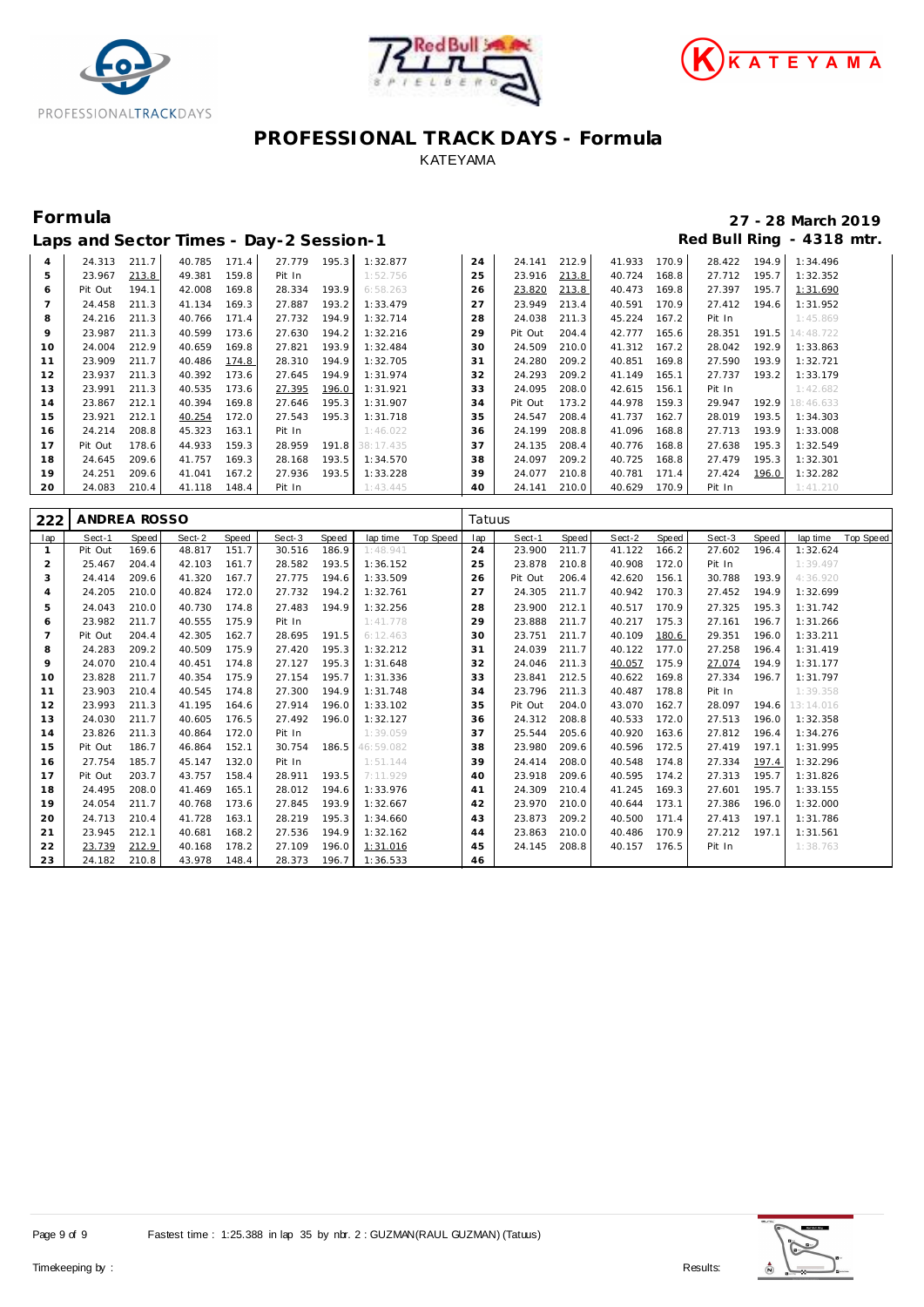# PROFESSIONAL TRACK DAYS - Formula

KATEYAMA

## Formula

### Laps and Sector Times - Day-2 Session-1

27 - 28 March 2019

Red Bull Ring - 4318 mtr.

| lap | Sect-1 | Speed | Sect-2 | Speed | Sect-3 | Speed | lap time | Top Speed | lap | Sect-1 | Speed | Sect-2 | Speed | Sect-3 | Speed | lap time | Top Speed |
|---|---|---|---|---|---|---|---|---|---|---|---|---|---|---|---|---|---|
| 4 | 24.313 | 211.7 | 40.785 | 171.4 | 27.779 | 195.3 | 1:32.877 | | 24 | 24.141 | 212.9 | 41.933 | 170.9 | 28.422 | 194.9 | 1:34.496 | |
| 5 | 23.967 | 213.8 | 49.381 | 159.8 | Pit In | | 1:52.756 | | 25 | 23.916 | 213.8 | 40.724 | 168.8 | 27.712 | 195.7 | 1:32.352 | |
| 6 | Pit Out | 194.1 | 42.008 | 169.8 | 28.334 | 193.9 | 6:58.263 | | 26 | 23.820 | 213.8 | 40.473 | 169.8 | 27.397 | 195.7 | 1:31.690 | |
| 7 | 24.458 | 211.3 | 41.134 | 169.3 | 27.887 | 193.2 | 1:33.479 | | 27 | 23.949 | 213.4 | 40.591 | 170.9 | 27.412 | 194.6 | 1:31.952 | |
| 8 | 24.216 | 211.3 | 40.766 | 171.4 | 27.732 | 194.9 | 1:32.714 | | 28 | 24.038 | 211.3 | 45.224 | 167.2 | Pit In | | 1:45.869 | |
| 9 | 23.987 | 211.3 | 40.599 | 173.6 | 27.630 | 194.2 | 1:32.216 | | 29 | Pit Out | 204.4 | 42.777 | 165.6 | 28.351 | 191.5 | 14:48.722 | |
| 10 | 24.004 | 212.9 | 40.659 | 169.8 | 27.821 | 193.9 | 1:32.484 | | 30 | 24.509 | 210.0 | 41.312 | 167.2 | 28.042 | 192.9 | 1:33.863 | |
| 11 | 23.909 | 211.7 | 40.486 | 174.8 | 28.310 | 194.9 | 1:32.705 | | 31 | 24.280 | 209.2 | 40.851 | 169.8 | 27.590 | 193.9 | 1:32.721 | |
| 12 | 23.937 | 211.3 | 40.392 | 173.6 | 27.645 | 194.9 | 1:31.974 | | 32 | 24.293 | 209.2 | 41.149 | 165.1 | 27.737 | 193.2 | 1:33.179 | |
| 13 | 23.991 | 211.3 | 40.535 | 173.6 | 27.395 | 196.0 | 1:31.921 | | 33 | 24.095 | 208.0 | 42.615 | 156.1 | Pit In | | 1:42.682 | |
| 14 | 23.867 | 212.1 | 40.394 | 169.8 | 27.646 | 195.3 | 1:31.907 | | 34 | Pit Out | 173.2 | 44.978 | 159.3 | 29.947 | 192.9 | 18:46.633 | |
| 15 | 23.921 | 212.1 | 40.254 | 172.0 | 27.543 | 195.3 | 1:31.718 | | 35 | 24.547 | 208.4 | 41.737 | 162.7 | 28.019 | 193.5 | 1:34.303 | |
| 16 | 24.214 | 208.8 | 45.323 | 163.1 | Pit In | | 1:46.022 | | 36 | 24.199 | 208.8 | 41.096 | 168.8 | 27.713 | 193.9 | 1:33.008 | |
| 17 | Pit Out | 178.6 | 44.933 | 159.3 | 28.959 | 191.8 | 38:17.435 | | 37 | 24.135 | 208.4 | 40.776 | 168.8 | 27.638 | 195.3 | 1:32.549 | |
| 18 | 24.645 | 209.6 | 41.757 | 169.3 | 28.168 | 193.5 | 1:34.570 | | 38 | 24.097 | 209.2 | 40.725 | 168.8 | 27.479 | 195.3 | 1:32.301 | |
| 19 | 24.251 | 209.6 | 41.041 | 167.2 | 27.936 | 193.5 | 1:33.228 | | 39 | 24.077 | 210.8 | 40.781 | 171.4 | 27.424 | 196.0 | 1:32.282 | |
| 20 | 24.083 | 210.4 | 41.118 | 148.4 | Pit In | | 1:43.445 | | 40 | 24.141 | 210.0 | 40.629 | 170.9 | Pit In | | 1:41.210 | |

**222 ANDREA ROSSO** — Tatuus

| lap | Sect-1 | Speed | Sect-2 | Speed | Sect-3 | Speed | lap time | Top Speed | lap | Sect-1 | Speed | Sect-2 | Speed | Sect-3 | Speed | lap time | Top Speed |
|---|---|---|---|---|---|---|---|---|---|---|---|---|---|---|---|---|---|
| 1 | Pit Out | 169.6 | 48.817 | 151.7 | 30.516 | 186.9 | 1:48.941 | | 24 | 23.900 | 211.7 | 41.122 | 166.2 | 27.602 | 196.4 | 1:32.624 | |
| 2 | 25.467 | 204.4 | 42.103 | 161.7 | 28.582 | 193.5 | 1:36.152 | | 25 | 23.878 | 210.8 | 40.908 | 172.0 | Pit In | | 1:39.497 | |
| 3 | 24.414 | 209.6 | 41.320 | 167.7 | 27.775 | 194.6 | 1:33.509 | | 26 | Pit Out | 206.4 | 42.620 | 156.1 | 30.788 | 193.9 | 4:36.920 | |
| 4 | 24.205 | 210.0 | 40.824 | 172.0 | 27.732 | 194.2 | 1:32.761 | | 27 | 24.305 | 211.7 | 40.942 | 170.3 | 27.452 | 194.9 | 1:32.699 | |
| 5 | 24.043 | 210.0 | 40.730 | 174.8 | 27.483 | 194.9 | 1:32.256 | | 28 | 23.900 | 212.1 | 40.517 | 170.9 | 27.325 | 195.3 | 1:31.742 | |
| 6 | 23.982 | 211.7 | 40.555 | 175.9 | Pit In | | 1:41.778 | | 29 | 23.888 | 211.7 | 40.217 | 175.3 | 27.161 | 196.7 | 1:31.266 | |
| 7 | Pit Out | 204.4 | 42.305 | 162.7 | 28.695 | 191.5 | 6:12.463 | | 30 | 23.751 | 211.7 | 40.109 | 180.6 | 29.351 | 196.0 | 1:33.211 | |
| 8 | 24.283 | 209.2 | 40.509 | 175.9 | 27.420 | 195.3 | 1:32.212 | | 31 | 24.039 | 211.7 | 40.122 | 177.0 | 27.258 | 196.4 | 1:31.419 | |
| 9 | 24.070 | 210.4 | 40.451 | 174.8 | 27.127 | 195.3 | 1:31.648 | | 32 | 24.046 | 211.3 | 40.057 | 175.9 | 27.074 | 194.9 | 1:31.177 | |
| 10 | 23.828 | 211.7 | 40.354 | 175.9 | 27.154 | 195.7 | 1:31.336 | | 33 | 23.841 | 212.5 | 40.622 | 169.8 | 27.334 | 196.7 | 1:31.797 | |
| 11 | 23.903 | 210.4 | 40.545 | 174.8 | 27.300 | 194.9 | 1:31.748 | | 34 | 23.796 | 211.3 | 40.487 | 178.8 | Pit In | | 1:39.358 | |
| 12 | 23.993 | 211.3 | 41.195 | 164.6 | 27.914 | 196.0 | 1:33.102 | | 35 | Pit Out | 204.0 | 43.070 | 162.7 | 28.097 | 194.6 | 13:14.016 | |
| 13 | 24.030 | 211.7 | 40.605 | 176.5 | 27.492 | 196.0 | 1:32.127 | | 36 | 24.312 | 208.8 | 40.533 | 172.0 | 27.513 | 196.0 | 1:32.358 | |
| 14 | 23.826 | 211.3 | 40.864 | 172.0 | Pit In | | 1:39.059 | | 37 | 25.544 | 205.6 | 40.920 | 163.6 | 27.812 | 196.4 | 1:34.276 | |
| 15 | Pit Out | 186.7 | 46.864 | 152.1 | 30.754 | 186.5 | 46:59.082 | | 38 | 23.980 | 209.6 | 40.596 | 172.5 | 27.419 | 197.1 | 1:31.995 | |
| 16 | 27.754 | 185.7 | 45.147 | 132.0 | Pit In | | 1:51.144 | | 39 | 24.414 | 208.0 | 40.548 | 174.8 | 27.334 | 197.4 | 1:32.296 | |
| 17 | Pit Out | 203.7 | 43.757 | 158.4 | 28.911 | 193.5 | 7:11.929 | | 40 | 23.918 | 209.6 | 40.595 | 174.2 | 27.313 | 195.7 | 1:31.826 | |
| 18 | 24.495 | 208.0 | 41.469 | 165.1 | 28.012 | 194.6 | 1:33.976 | | 41 | 24.309 | 210.4 | 41.245 | 169.3 | 27.601 | 195.7 | 1:33.155 | |
| 19 | 24.054 | 211.7 | 40.768 | 173.6 | 27.845 | 193.9 | 1:32.667 | | 42 | 23.970 | 210.0 | 40.644 | 173.1 | 27.386 | 196.0 | 1:32.000 | |
| 20 | 24.713 | 210.4 | 41.728 | 163.1 | 28.219 | 195.3 | 1:34.660 | | 43 | 23.873 | 209.2 | 40.500 | 171.4 | 27.413 | 197.1 | 1:31.786 | |
| 21 | 23.945 | 212.1 | 40.681 | 168.2 | 27.536 | 194.9 | 1:32.162 | | 44 | 23.863 | 210.0 | 40.486 | 170.9 | 27.212 | 197.1 | 1:31.561 | |
| 22 | 23.739 | 212.9 | 40.168 | 178.2 | 27.109 | 196.0 | 1:31.016 | | 45 | 24.145 | 208.8 | 40.157 | 176.5 | Pit In | | 1:38.763 | |
| 23 | 24.182 | 210.8 | 43.978 | 148.4 | 28.373 | 196.7 | 1:36.533 | | 46 | | | | | | | | |

Fastest time : 1:25.388 in lap 35 by nbr. 2 : GUZMAN(RAUL GUZMAN) (Tatuus)

Timekeeping by :

Results: